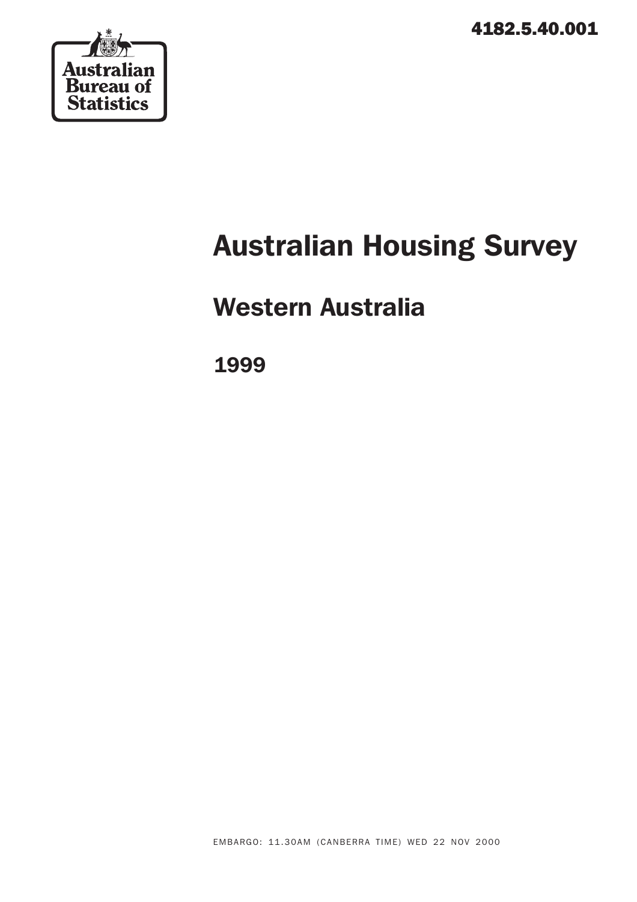4182.5.40.001

Australian Bureau of Statistics

# Australian Housing Survey

## Western Australia

## 1999

EMBARGO: 11.30AM (CANBERRA TIME) WED 22 NOV 2000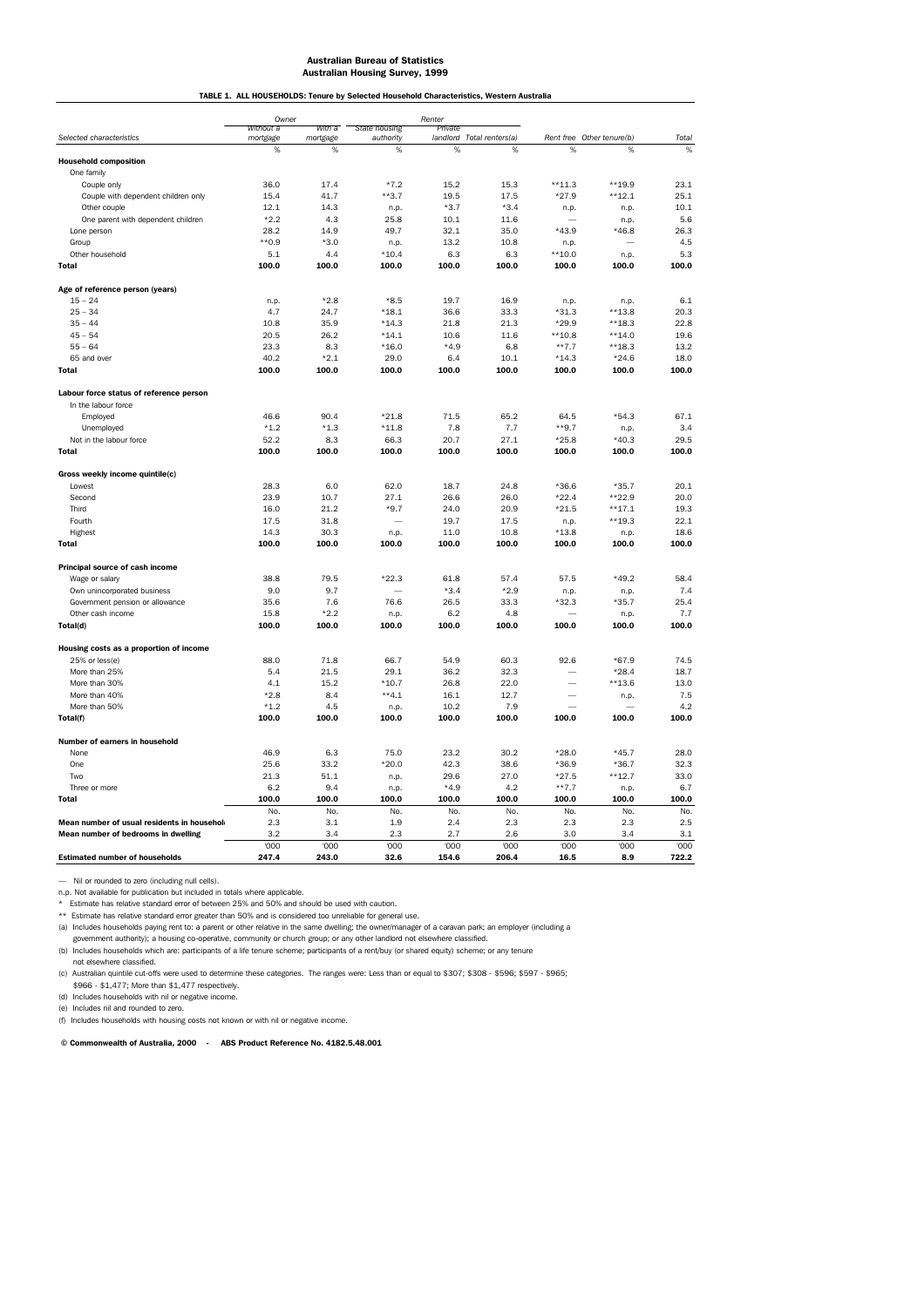**Australian Bureau of Statistics**
**Australian Housing Survey, 1999**

**TABLE 1. ALL HOUSEHOLDS: Tenure by Selected Household Characteristics, Western Australia**

| | *Owner* | | *Renter* | | | | | |
|---|---|---|---|---|---|---|---|---|
| *Selected characteristics* | *Without a mortgage* | *With a mortgage* | *State housing authority* | *Private landlord* | *Total renters(a)* | *Rent free* | *Other tenure(b)* | *Total* |
| | % | % | % | % | % | % | % | % |
| **Household composition** | | | | | | | | |
| One family | | | | | | | | |
| Couple only | 36.0 | 17.4 | *7.2 | 15.2 | 15.3 | **11.3 | **19.9 | 23.1 |
| Couple with dependent children only | 15.4 | 41.7 | **3.7 | 19.5 | 17.5 | *27.9 | **12.1 | 25.1 |
| Other couple | 12.1 | 14.3 | n.p. | *3.7 | *3.4 | n.p. | n.p. | 10.1 |
| One parent with dependent children | *2.2 | 4.3 | 25.8 | 10.1 | 11.6 | — | n.p. | 5.6 |
| Lone person | 28.2 | 14.9 | 49.7 | 32.1 | 35.0 | *43.9 | *46.8 | 26.3 |
| Group | **0.9 | *3.0 | n.p. | 13.2 | 10.8 | n.p. | — | 4.5 |
| Other household | 5.1 | 4.4 | *10.4 | 6.3 | 6.3 | **10.0 | n.p. | 5.3 |
| **Total** | **100.0** | **100.0** | **100.0** | **100.0** | **100.0** | **100.0** | **100.0** | **100.0** |
| **Age of reference person (years)** | | | | | | | | |
| 15 – 24 | n.p. | *2.8 | *8.5 | 19.7 | 16.9 | n.p. | n.p. | 6.1 |
| 25 – 34 | 4.7 | 24.7 | *18.1 | 36.6 | 33.3 | *31.3 | **13.8 | 20.3 |
| 35 – 44 | 10.8 | 35.9 | *14.3 | 21.8 | 21.3 | *29.9 | **18.3 | 22.8 |
| 45 – 54 | 20.5 | 26.2 | *14.1 | 10.6 | 11.6 | **10.8 | **14.0 | 19.6 |
| 55 – 64 | 23.3 | 8.3 | *16.0 | *4.9 | 6.8 | **7.7 | **18.3 | 13.2 |
| 65 and over | 40.2 | *2.1 | 29.0 | 6.4 | 10.1 | *14.3 | *24.6 | 18.0 |
| **Total** | **100.0** | **100.0** | **100.0** | **100.0** | **100.0** | **100.0** | **100.0** | **100.0** |
| **Labour force status of reference person** | | | | | | | | |
| In the labour force | | | | | | | | |
| Employed | 46.6 | 90.4 | *21.8 | 71.5 | 65.2 | 64.5 | *54.3 | 67.1 |
| Unemployed | *1.2 | *1.3 | *11.8 | 7.8 | 7.7 | **9.7 | n.p. | 3.4 |
| Not in the labour force | 52.2 | 8.3 | 66.3 | 20.7 | 27.1 | *25.8 | *40.3 | 29.5 |
| **Total** | **100.0** | **100.0** | **100.0** | **100.0** | **100.0** | **100.0** | **100.0** | **100.0** |
| **Gross weekly income quintile(c)** | | | | | | | | |
| Lowest | 28.3 | 6.0 | 62.0 | 18.7 | 24.8 | *36.6 | *35.7 | 20.1 |
| Second | 23.9 | 10.7 | 27.1 | 26.6 | 26.0 | *22.4 | **22.9 | 20.0 |
| Third | 16.0 | 21.2 | *9.7 | 24.0 | 20.9 | *21.5 | **17.1 | 19.3 |
| Fourth | 17.5 | 31.8 | — | 19.7 | 17.5 | n.p. | **19.3 | 22.1 |
| Highest | 14.3 | 30.3 | n.p. | 11.0 | 10.8 | *13.8 | n.p. | 18.6 |
| **Total** | **100.0** | **100.0** | **100.0** | **100.0** | **100.0** | **100.0** | **100.0** | **100.0** |
| **Principal source of cash income** | | | | | | | | |
| Wage or salary | 38.8 | 79.5 | *22.3 | 61.8 | 57.4 | 57.5 | *49.2 | 58.4 |
| Own unincorporated business | 9.0 | 9.7 | — | *3.4 | *2.9 | n.p. | n.p. | 7.4 |
| Government pension or allowance | 35.6 | 7.6 | 76.6 | 26.5 | 33.3 | *32.3 | *35.7 | 25.4 |
| Other cash income | 15.8 | *2.2 | n.p. | 6.2 | 4.8 | — | n.p. | 7.7 |
| **Total(d)** | **100.0** | **100.0** | **100.0** | **100.0** | **100.0** | **100.0** | **100.0** | **100.0** |
| **Housing costs as a proportion of income** | | | | | | | | |
| 25% or less(e) | 88.0 | 71.8 | 66.7 | 54.9 | 60.3 | 92.6 | *67.9 | 74.5 |
| More than 25% | 5.4 | 21.5 | 29.1 | 36.2 | 32.3 | — | *28.4 | 18.7 |
| More than 30% | 4.1 | 15.2 | *10.7 | 26.8 | 22.0 | — | **13.6 | 13.0 |
| More than 40% | *2.8 | 8.4 | **4.1 | 16.1 | 12.7 | — | n.p. | 7.5 |
| More than 50% | *1.2 | 4.5 | n.p. | 10.2 | 7.9 | — | — | 4.2 |
| **Total(f)** | **100.0** | **100.0** | **100.0** | **100.0** | **100.0** | **100.0** | **100.0** | **100.0** |
| **Number of earners in household** | | | | | | | | |
| None | 46.9 | 6.3 | 75.0 | 23.2 | 30.2 | *28.0 | *45.7 | 28.0 |
| One | 25.6 | 33.2 | *20.0 | 42.3 | 38.6 | *36.9 | *36.7 | 32.3 |
| Two | 21.3 | 51.1 | n.p. | 29.6 | 27.0 | *27.5 | **12.7 | 33.0 |
| Three or more | 6.2 | 9.4 | n.p. | *4.9 | 4.2 | **7.7 | n.p. | 6.7 |
| **Total** | **100.0** | **100.0** | **100.0** | **100.0** | **100.0** | **100.0** | **100.0** | **100.0** |
| | No. | No. | No. | No. | No. | No. | No. | No. |
| **Mean number of usual residents in household** | 2.3 | 3.1 | 1.9 | 2.4 | 2.3 | 2.3 | 2.3 | 2.5 |
| **Mean number of bedrooms in dwelling** | 3.2 | 3.4 | 2.3 | 2.7 | 2.6 | 3.0 | 3.4 | 3.1 |
| | '000 | '000 | '000 | '000 | '000 | '000 | '000 | '000 |
| **Estimated number of households** | 247.4 | 243.0 | 32.6 | 154.6 | 206.4 | 16.5 | 8.9 | 722.2 |

— Nil or rounded to zero (including null cells).

n.p. Not available for publication but included in totals where applicable.

\* Estimate has relative standard error of between 25% and 50% and should be used with caution.

** Estimate has relative standard error greater than 50% and is considered too unreliable for general use.

(a) Includes households paying rent to: a parent or other relative in the same dwelling; the owner/manager of a caravan park; an employer (including a government authority); a housing co-operative, community or church group; or any other landlord not elsewhere classified.

(b) Includes households which are: participants of a life tenure scheme; participants of a rent/buy (or shared equity) scheme; or any tenure not elsewhere classified.

(c) Australian quintile cut-offs were used to determine these categories. The ranges were: Less than or equal to $307; $308 - $596; $597 - $965; $966 - $1,477; More than $1,477 respectively.

(d) Includes households with nil or negative income.

(e) Includes nil and rounded to zero.

(f) Includes households with housing costs not known or with nil or negative income.

**© Commonwealth of Australia, 2000 - ABS Product Reference No. 4182.5.48.001**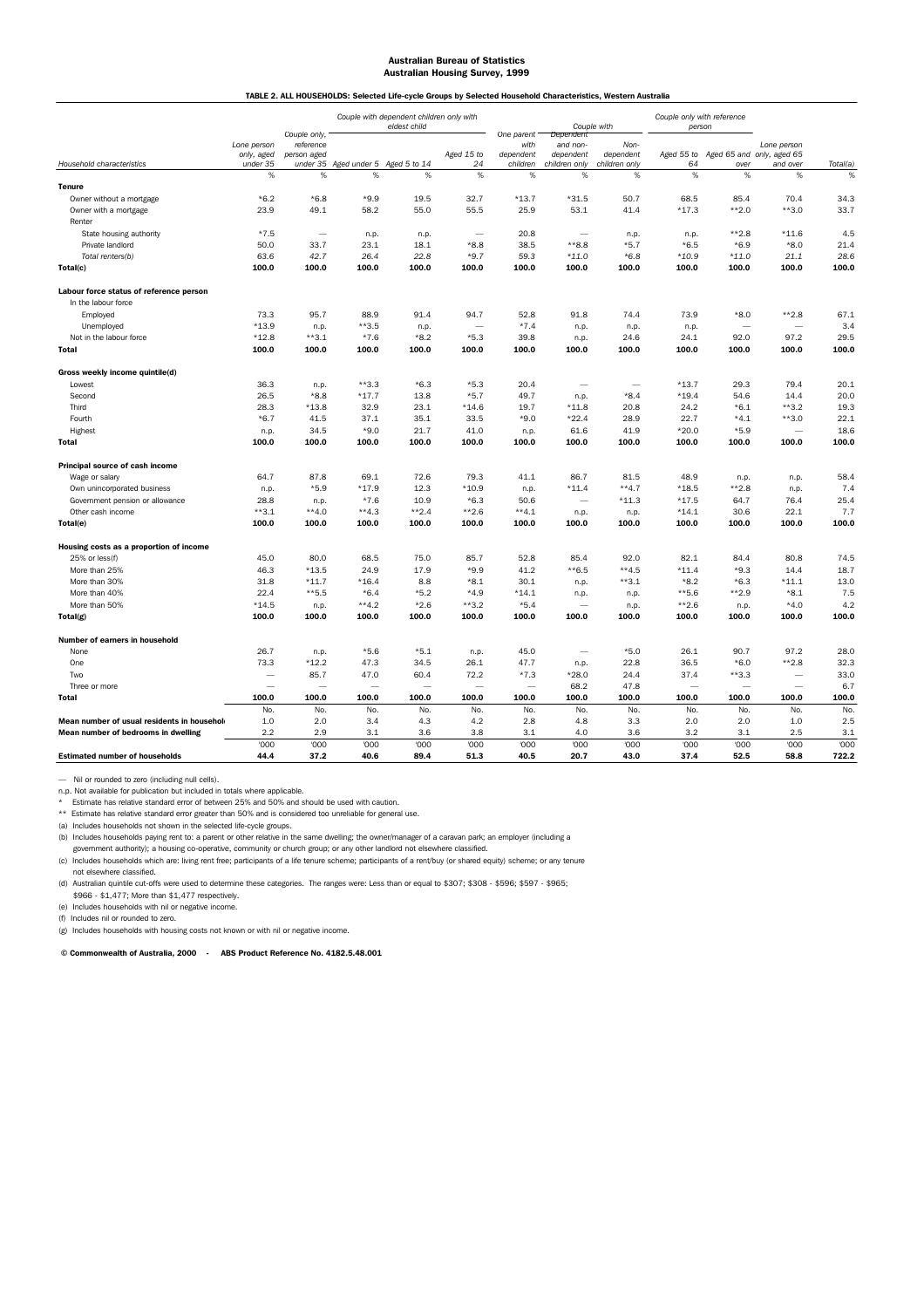**Australian Bureau of Statistics**
**Australian Housing Survey, 1999**

**TABLE 2. ALL HOUSEHOLDS: Selected Life-cycle Groups by Selected Household Characteristics, Western Australia**

| Household characteristics | Lone person only, aged under 35 | Couple only, reference person aged under 35 | Couple with dependent children only with eldest child Aged under 5 | Aged 5 to 14 | Aged 15 to 24 | One parent with dependent children | Couple with Dependent and non-dependent children only | Couple with Non-dependent children only | Couple only with reference person Aged 55 to 64 | Aged 65 and over | Lone person only, aged 65 and over | Total(a) |
|---|---|---|---|---|---|---|---|---|---|---|---|---|
| | % | % | % | % | % | % | % | % | % | % | % | % |
| **Tenure** | | | | | | | | | | | | |
| Owner without a mortgage | *6.2 | *6.8 | *9.9 | 19.5 | 32.7 | *13.7 | *31.5 | 50.7 | 68.5 | 85.4 | 70.4 | 34.3 |
| Owner with a mortgage | 23.9 | 49.1 | 58.2 | 55.0 | 55.5 | 25.9 | 53.1 | 41.4 | *17.3 | **2.0 | **3.0 | 33.7 |
| Renter | | | | | | | | | | | | |
| State housing authority | *7.5 | — | n.p. | n.p. | — | 20.8 | — | n.p. | n.p. | **2.8 | *11.6 | 4.5 |
| Private landlord | 50.0 | 33.7 | 23.1 | 18.1 | *8.8 | 38.5 | **8.8 | *5.7 | *6.5 | *6.9 | *8.0 | 21.4 |
| *Total renters(b)* | *63.6* | *42.7* | *26.4* | *22.8* | *\*9.7* | *59.3* | *\*11.0* | *\*6.8* | *\*10.9* | *\*11.0* | *21.1* | *28.6* |
| **Total(c)** | **100.0** | **100.0** | **100.0** | **100.0** | **100.0** | **100.0** | **100.0** | **100.0** | **100.0** | **100.0** | **100.0** | **100.0** |
| **Labour force status of reference person** | | | | | | | | | | | | |
| In the labour force | | | | | | | | | | | | |
| Employed | 73.3 | 95.7 | 88.9 | 91.4 | 94.7 | 52.8 | 91.8 | 74.4 | 73.9 | *8.0 | **2.8 | 67.1 |
| Unemployed | *13.9 | n.p. | **3.5 | n.p. | — | *7.4 | n.p. | n.p. | n.p. | — | — | 3.4 |
| Not in the labour force | *12.8 | **3.1 | *7.6 | *8.2 | *5.3 | 39.8 | n.p. | 24.6 | 24.1 | 92.0 | 97.2 | 29.5 |
| **Total** | **100.0** | **100.0** | **100.0** | **100.0** | **100.0** | **100.0** | **100.0** | **100.0** | **100.0** | **100.0** | **100.0** | **100.0** |
| **Gross weekly income quintile(d)** | | | | | | | | | | | | |
| Lowest | 36.3 | n.p. | **3.3 | *6.3 | *5.3 | 20.4 | — | — | *13.7 | 29.3 | 79.4 | 20.1 |
| Second | 26.5 | *8.8 | *17.7 | 13.8 | *5.7 | 49.7 | n.p. | *8.4 | *19.4 | 54.6 | 14.4 | 20.0 |
| Third | 28.3 | *13.8 | 32.9 | 23.1 | *14.6 | 19.7 | *11.8 | 20.8 | 24.2 | *6.1 | **3.2 | 19.3 |
| Fourth | *6.7 | 41.5 | 37.1 | 35.1 | 33.5 | *9.0 | *22.4 | 28.9 | 22.7 | *4.1 | **3.0 | 22.1 |
| Highest | n.p. | 34.5 | *9.0 | 21.7 | 41.0 | n.p. | 61.6 | 41.9 | *20.0 | *5.9 | — | 18.6 |
| **Total** | **100.0** | **100.0** | **100.0** | **100.0** | **100.0** | **100.0** | **100.0** | **100.0** | **100.0** | **100.0** | **100.0** | **100.0** |
| **Principal source of cash income** | | | | | | | | | | | | |
| Wage or salary | 64.7 | 87.8 | 69.1 | 72.6 | 79.3 | 41.1 | 86.7 | 81.5 | 48.9 | n.p. | n.p. | 58.4 |
| Own unincorporated business | n.p. | *5.9 | *17.9 | 12.3 | *10.9 | n.p. | *11.4 | **4.7 | *18.5 | **2.8 | n.p. | 7.4 |
| Government pension or allowance | 28.8 | n.p. | *7.6 | 10.9 | *6.3 | 50.6 | — | *11.3 | *17.5 | 64.7 | 76.4 | 25.4 |
| Other cash income | **3.1 | **4.0 | **4.3 | **2.4 | **2.6 | **4.1 | n.p. | n.p. | *14.1 | 30.6 | 22.1 | 7.7 |
| **Total(e)** | **100.0** | **100.0** | **100.0** | **100.0** | **100.0** | **100.0** | **100.0** | **100.0** | **100.0** | **100.0** | **100.0** | **100.0** |
| **Housing costs as a proportion of income** | | | | | | | | | | | | |
| 25% or less(f) | 45.0 | 80.0 | 68.5 | 75.0 | 85.7 | 52.8 | 85.4 | 92.0 | 82.1 | 84.4 | 80.8 | 74.5 |
| More than 25% | 46.3 | *13.5 | 24.9 | 17.9 | *9.9 | 41.2 | **6.5 | **4.5 | *11.4 | *9.3 | 14.4 | 18.7 |
| More than 30% | 31.8 | *11.7 | *16.4 | 8.8 | *8.1 | 30.1 | n.p. | **3.1 | *8.2 | *6.3 | *11.1 | 13.0 |
| More than 40% | 22.4 | **5.5 | *6.4 | *5.2 | *4.9 | *14.1 | n.p. | n.p. | **5.6 | **2.9 | *8.1 | 7.5 |
| More than 50% | *14.5 | n.p. | **4.2 | *2.6 | **3.2 | *5.4 | — | n.p. | **2.6 | n.p. | *4.0 | 4.2 |
| **Total(g)** | **100.0** | **100.0** | **100.0** | **100.0** | **100.0** | **100.0** | **100.0** | **100.0** | **100.0** | **100.0** | **100.0** | **100.0** |
| **Number of earners in household** | | | | | | | | | | | | |
| None | 26.7 | n.p. | *5.6 | *5.1 | n.p. | 45.0 | — | *5.0 | 26.1 | 90.7 | 97.2 | 28.0 |
| One | 73.3 | *12.2 | 47.3 | 34.5 | 26.1 | 47.7 | n.p. | 22.8 | 36.5 | *6.0 | **2.8 | 32.3 |
| Two | — | 85.7 | 47.0 | 60.4 | 72.2 | *7.3 | *28.0 | 24.4 | 37.4 | **3.3 | — | 33.0 |
| Three or more | — | — | — | — | — | — | 68.2 | 47.8 | — | — | — | 6.7 |
| **Total** | **100.0** | **100.0** | **100.0** | **100.0** | **100.0** | **100.0** | **100.0** | **100.0** | **100.0** | **100.0** | **100.0** | **100.0** |
| | No. | No. | No. | No. | No. | No. | No. | No. | No. | No. | No. | No. |
| **Mean number of usual residents in household** | 1.0 | 2.0 | 3.4 | 4.3 | 4.2 | 2.8 | 4.8 | 3.3 | 2.0 | 2.0 | 1.0 | 2.5 |
| **Mean number of bedrooms in dwelling** | 2.2 | 2.9 | 3.1 | 3.6 | 3.8 | 3.1 | 4.0 | 3.6 | 3.2 | 3.1 | 2.5 | 3.1 |
| | '000 | '000 | '000 | '000 | '000 | '000 | '000 | '000 | '000 | '000 | '000 | '000 |
| **Estimated number of households** | **44.4** | **37.2** | **40.6** | **89.4** | **51.3** | **40.5** | **20.7** | **43.0** | **37.4** | **52.5** | **58.8** | **722.2** |

— Nil or rounded to zero (including null cells).

n.p. Not available for publication but included in totals where applicable.

\* Estimate has relative standard error of between 25% and 50% and should be used with caution.

\*\* Estimate has relative standard error greater than 50% and is considered too unreliable for general use.

(a) Includes households not shown in the selected life-cycle groups.

(b) Includes households paying rent to: a parent or other relative in the same dwelling; the owner/manager of a caravan park; an employer (including a government authority); a housing co-operative, community or church group; or any other landlord not elsewhere classified.

(c) Includes households which are: living rent free; participants of a life tenure scheme; participants of a rent/buy (or shared equity) scheme; or any other tenure not elsewhere classified.

(d) Australian quintile cut-offs were used to determine these categories. The ranges were: Less than or equal to $307; $308 - $596; $597 - $965; $966 - $1,477; More than $1,477 respectively.

(e) Includes households with nil or negative income.

(f) Includes nil or rounded to zero.

(g) Includes households with housing costs not known or with nil or negative income.

**© Commonwealth of Australia, 2000 - ABS Product Reference No. 4182.5.48.001**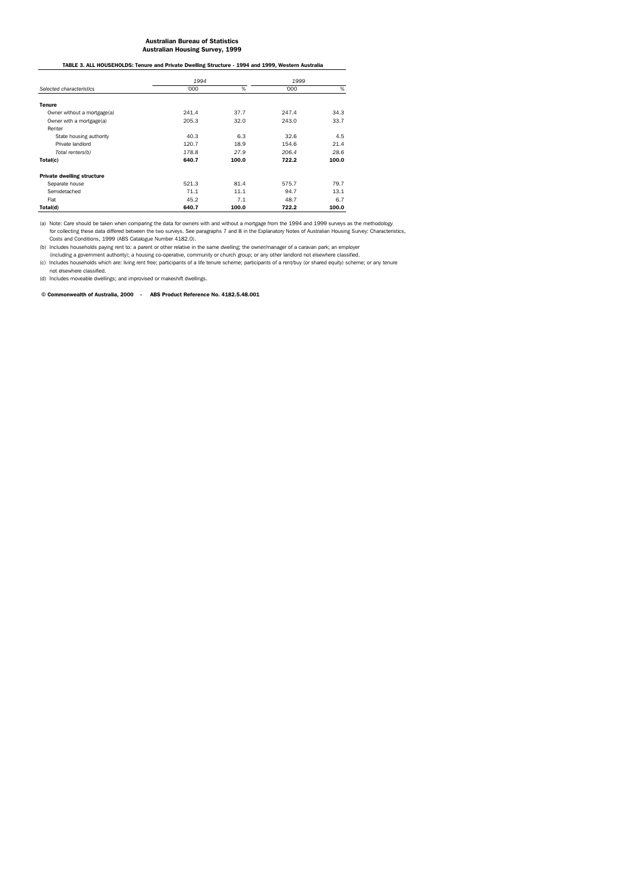**Australian Bureau of Statistics**
**Australian Housing Survey, 1999**

**TABLE 3. ALL HOUSEHOLDS: Tenure and Private Dwelling Structure - 1994 and 1999, Western Australia**

| | *1994* | | *1999* | |
|---|---|---|---|---|
| *Selected characteristics* | '000 | % | '000 | % |
| **Tenure** | | | | |
| Owner without a mortgage(a) | 241.4 | 37.7 | 247.4 | 34.3 |
| Owner with a mortgage(a) | 205.3 | 32.0 | 243.0 | 33.7 |
| Renter | | | | |
| State housing authority | 40.3 | 6.3 | 32.6 | 4.5 |
| Private landlord | 120.7 | 18.9 | 154.6 | 21.4 |
| *Total renters(b)* | *178.8* | *27.9* | *206.4* | *28.6* |
| **Total(c)** | **640.7** | **100.0** | **722.2** | **100.0** |
| **Private dwelling structure** | | | | |
| Separate house | 521.3 | 81.4 | 575.7 | 79.7 |
| Semidetached | 71.1 | 11.1 | 94.7 | 13.1 |
| Flat | 45.2 | 7.1 | 48.7 | 6.7 |
| **Total(d)** | **640.7** | **100.0** | **722.2** | **100.0** |

(a) Note: Care should be taken when comparing the data for owners with and without a mortgage from the 1994 and 1999 surveys as the methodology for collecting these data differed between the two surveys. See paragraphs 7 and 8 in the Explanatory Notes of Australian Housing Survey: Characteristics, Costs and Conditions, 1999 (ABS Catalogue Number 4182.0).

(b) Includes households paying rent to: a parent or other relative in the same dwelling; the owner/manager of a caravan park; an employer (including a government authority); a housing co-operative, community or church group; or any other landlord not elsewhere classified.

(c) Includes households which are: living rent free; participants of a life tenure scheme; participants of a rent/buy (or shared equity) scheme; or any tenure not elsewhere classified.

(d) Includes moveable dwellings; and improvised or makeshift dwellings.

**© Commonwealth of Australia, 2000 - ABS Product Reference No. 4182.5.48.001**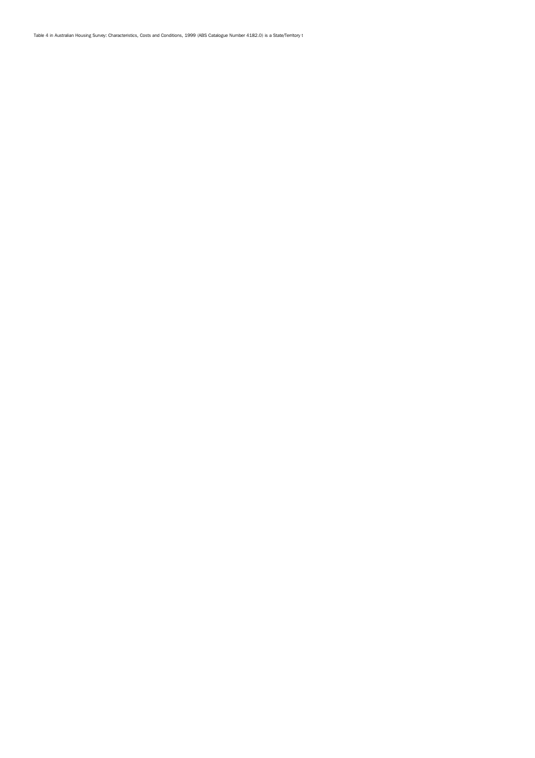Table 4 in Australian Housing Survey: Characteristics, Costs and Conditions, 1999 (ABS Catalogue Number 4182.0) is a State/Territory t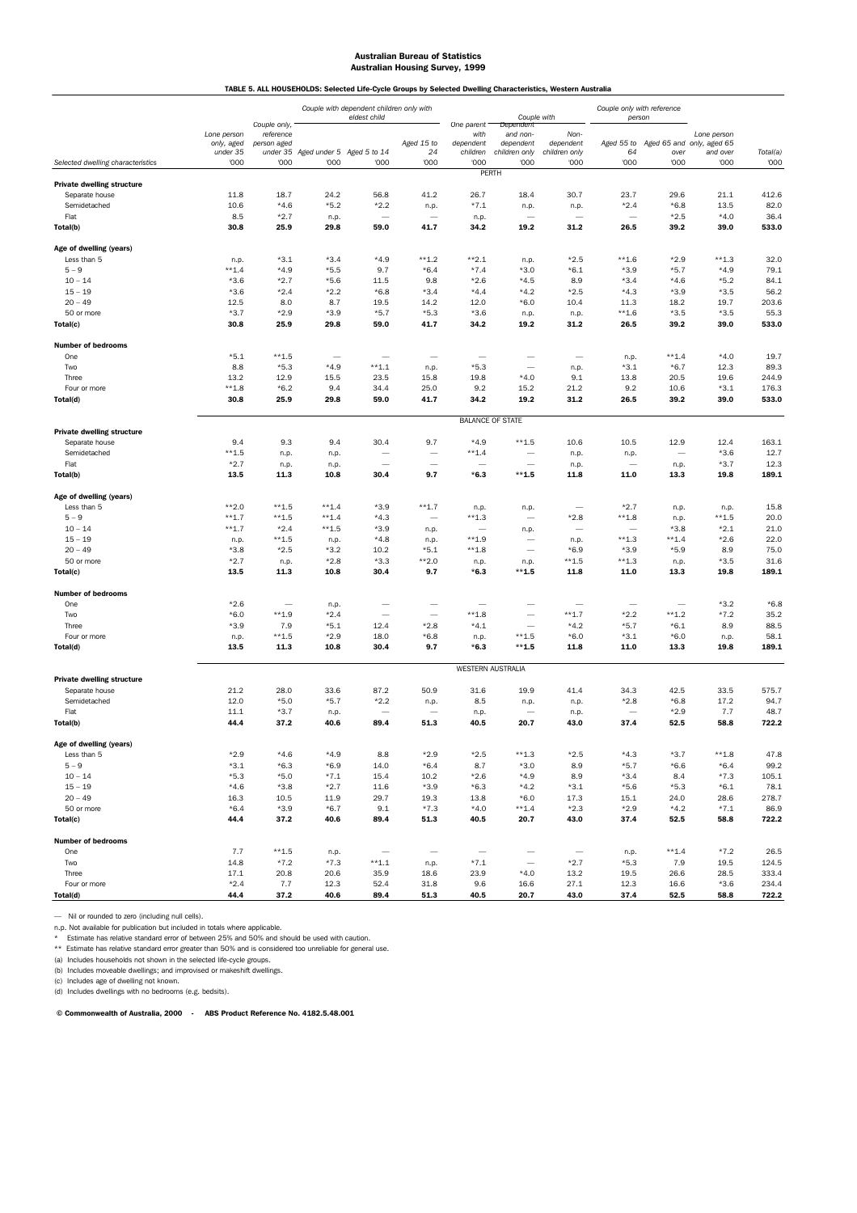**Australian Bureau of Statistics**
**Australian Housing Survey, 1999**

**TABLE 5. ALL HOUSEHOLDS: Selected Life-Cycle Groups by Selected Dwelling Characteristics, Western Australia**

| Selected dwelling characteristics | Lone person only, aged under 35 | Couple only, reference person aged under 35 | Couple with dependent children only with eldest child Aged under 5 | Aged 5 to 14 | Aged 15 to 24 | One parent with dependent children | Couple with Dependent and non-dependent children only | Couple with Non-dependent children only | Couple only with reference person Aged 55 to 64 | Aged 65 and over | Lone person only, aged 65 and over | Total(a) |
|---|---|---|---|---|---|---|---|---|---|---|---|---|
| | '000 | '000 | '000 | '000 | '000 | '000 | '000 | '000 | '000 | '000 | '000 | '000 |
| **PERTH** | | | | | | | | | | | | |
| **Private dwelling structure** | | | | | | | | | | | | |
| Separate house | 11.8 | 18.7 | 24.2 | 56.8 | 41.2 | 26.7 | 18.4 | 30.7 | 23.7 | 29.6 | 21.1 | 412.6 |
| Semidetached | 10.6 | *4.6 | *5.2 | *2.2 | n.p. | *7.1 | n.p. | n.p. | *2.4 | *6.8 | 13.5 | 82.0 |
| Flat | 8.5 | *2.7 | n.p. | — | — | n.p. | — | — | — | *2.5 | *4.0 | 36.4 |
| **Total(b)** | **30.8** | **25.9** | **29.8** | **59.0** | **41.7** | **34.2** | **19.2** | **31.2** | **26.5** | **39.2** | **39.0** | **533.0** |
| **Age of dwelling (years)** | | | | | | | | | | | | |
| Less than 5 | n.p. | *3.1 | *3.4 | *4.9 | **1.2 | **2.1 | n.p. | *2.5 | **1.6 | *2.9 | **1.3 | 32.0 |
| 5 – 9 | **1.4 | *4.9 | *5.5 | 9.7 | *6.4 | *7.4 | *3.0 | *6.1 | *3.9 | *5.7 | *4.9 | 79.1 |
| 10 – 14 | *3.6 | *2.7 | *5.6 | 11.5 | 9.8 | *2.6 | *4.5 | 8.9 | *3.4 | *4.6 | *5.2 | 84.1 |
| 15 – 19 | *3.6 | *2.4 | *2.2 | *6.8 | *3.4 | *4.4 | *4.2 | *2.5 | *4.3 | *3.9 | *3.5 | 56.2 |
| 20 – 49 | 12.5 | 8.0 | 8.7 | 19.5 | 14.2 | 12.0 | *6.0 | 10.4 | 11.3 | 18.2 | 19.7 | 203.6 |
| 50 or more | *3.7 | *2.9 | *3.9 | *5.7 | *5.3 | *3.6 | n.p. | n.p. | **1.6 | *3.5 | *3.5 | 55.3 |
| **Total(c)** | **30.8** | **25.9** | **29.8** | **59.0** | **41.7** | **34.2** | **19.2** | **31.2** | **26.5** | **39.2** | **39.0** | **533.0** |
| **Number of bedrooms** | | | | | | | | | | | | |
| One | *5.1 | **1.5 | — | — | — | — | — | — | n.p. | **1.4 | *4.0 | 19.7 |
| Two | 8.8 | *5.3 | *4.9 | **1.1 | n.p. | *5.3 | — | n.p. | *3.1 | *6.7 | 12.3 | 89.3 |
| Three | 13.2 | 12.9 | 15.5 | 23.5 | 15.8 | 19.8 | *4.0 | 9.1 | 13.8 | 20.5 | 19.6 | 244.9 |
| Four or more | **1.8 | *6.2 | 9.4 | 34.4 | 25.0 | 9.2 | 15.2 | 21.2 | 9.2 | 10.6 | *3.1 | 176.3 |
| **Total(d)** | **30.8** | **25.9** | **29.8** | **59.0** | **41.7** | **34.2** | **19.2** | **31.2** | **26.5** | **39.2** | **39.0** | **533.0** |
| **BALANCE OF STATE** | | | | | | | | | | | | |
| **Private dwelling structure** | | | | | | | | | | | | |
| Separate house | 9.4 | 9.3 | 9.4 | 30.4 | 9.7 | *4.9 | **1.5 | 10.6 | 10.5 | 12.9 | 12.4 | 163.1 |
| Semidetached | **1.5 | n.p. | n.p. | — | — | **1.4 | — | n.p. | n.p. | — | *3.6 | 12.7 |
| Flat | *2.7 | n.p. | n.p. | — | — | — | — | n.p. | — | n.p. | *3.7 | 12.3 |
| **Total(b)** | **13.5** | **11.3** | **10.8** | **30.4** | **9.7** | ***6.3** | ****1.5** | **11.8** | **11.0** | **13.3** | **19.8** | **189.1** |
| **Age of dwelling (years)** | | | | | | | | | | | | |
| Less than 5 | **2.0 | **1.5 | **1.4 | *3.9 | **1.7 | n.p. | n.p. | — | *2.7 | n.p. | n.p. | 15.8 |
| 5 – 9 | **1.7 | **1.5 | **1.4 | *4.3 | — | **1.3 | — | *2.8 | **1.8 | n.p. | **1.5 | 20.0 |
| 10 – 14 | **1.7 | *2.4 | **1.5 | *3.9 | n.p. | — | n.p. | — | — | *3.8 | *2.1 | 21.0 |
| 15 – 19 | n.p. | **1.5 | n.p. | *4.8 | n.p. | **1.9 | — | n.p. | **1.3 | **1.4 | *2.6 | 22.0 |
| 20 – 49 | *3.8 | *2.5 | *3.2 | 10.2 | *5.1 | **1.8 | — | *6.9 | *3.9 | *5.9 | 8.9 | 75.0 |
| 50 or more | *2.7 | n.p. | *2.8 | *3.3 | **2.0 | n.p. | n.p. | **1.5 | **1.3 | n.p. | *3.5 | 31.6 |
| **Total(c)** | **13.5** | **11.3** | **10.8** | **30.4** | **9.7** | ***6.3** | ****1.5** | **11.8** | **11.0** | **13.3** | **19.8** | **189.1** |
| **Number of bedrooms** | | | | | | | | | | | | |
| One | *2.6 | — | n.p. | — | — | — | — | — | — | — | *3.2 | *6.8 |
| Two | *6.0 | **1.9 | *2.4 | — | — | **1.8 | — | **1.7 | *2.2 | **1.2 | *7.2 | 35.2 |
| Three | *3.9 | 7.9 | *5.1 | 12.4 | *2.8 | *4.1 | — | *4.2 | *5.7 | *6.1 | 8.9 | 88.5 |
| Four or more | n.p. | **1.5 | *2.9 | 18.0 | *6.8 | n.p. | **1.5 | *6.0 | *3.1 | *6.0 | n.p. | 58.1 |
| **Total(d)** | **13.5** | **11.3** | **10.8** | **30.4** | **9.7** | ***6.3** | ****1.5** | **11.8** | **11.0** | **13.3** | **19.8** | **189.1** |
| **WESTERN AUSTRALIA** | | | | | | | | | | | | |
| **Private dwelling structure** | | | | | | | | | | | | |
| Separate house | 21.2 | 28.0 | 33.6 | 87.2 | 50.9 | 31.6 | 19.9 | 41.4 | 34.3 | 42.5 | 33.5 | 575.7 |
| Semidetached | 12.0 | *5.0 | *5.7 | *2.2 | n.p. | 8.5 | n.p. | n.p. | *2.8 | *6.8 | 17.2 | 94.7 |
| Flat | 11.1 | *3.7 | n.p. | — | — | n.p. | — | n.p. | — | *2.9 | 7.7 | 48.7 |
| **Total(b)** | **44.4** | **37.2** | **40.6** | **89.4** | **51.3** | **40.5** | **20.7** | **43.0** | **37.4** | **52.5** | **58.8** | **722.2** |
| **Age of dwelling (years)** | | | | | | | | | | | | |
| Less than 5 | *2.9 | *4.6 | *4.9 | 8.8 | *2.9 | *2.5 | **1.3 | *2.5 | *4.3 | *3.7 | **1.8 | 47.8 |
| 5 – 9 | *3.1 | *6.3 | *6.9 | 14.0 | *6.4 | 8.7 | *3.0 | 8.9 | *5.7 | *6.6 | *6.4 | 99.2 |
| 10 – 14 | *5.3 | *5.0 | *7.1 | 15.4 | 10.2 | *2.6 | *4.9 | 8.9 | *3.4 | 8.4 | *7.3 | 105.1 |
| 15 – 19 | *4.6 | *3.8 | *2.7 | 11.6 | *3.9 | *6.3 | *4.2 | *3.1 | *5.6 | *5.3 | *6.1 | 78.1 |
| 20 – 49 | 16.3 | 10.5 | 11.9 | 29.7 | 19.3 | 13.8 | *6.0 | 17.3 | 15.1 | 24.0 | 28.6 | 278.7 |
| 50 or more | *6.4 | *3.9 | *6.7 | 9.1 | *7.3 | *4.0 | **1.4 | *2.3 | *2.9 | *4.2 | *7.1 | 86.9 |
| **Total(c)** | **44.4** | **37.2** | **40.6** | **89.4** | **51.3** | **40.5** | **20.7** | **43.0** | **37.4** | **52.5** | **58.8** | **722.2** |
| **Number of bedrooms** | | | | | | | | | | | | |
| One | 7.7 | **1.5 | n.p. | — | — | — | — | — | n.p. | **1.4 | *7.2 | 26.5 |
| Two | 14.8 | *7.2 | *7.3 | **1.1 | n.p. | *7.1 | — | *2.7 | *5.3 | 7.9 | 19.5 | 124.5 |
| Three | 17.1 | 20.8 | 20.6 | 35.9 | 18.6 | 23.9 | *4.0 | 13.2 | 19.5 | 26.6 | 28.5 | 333.4 |
| Four or more | *2.4 | 7.7 | 12.3 | 52.4 | 31.8 | 9.6 | 16.6 | 27.1 | 12.3 | 16.6 | *3.6 | 234.4 |
| **Total(d)** | **44.4** | **37.2** | **40.6** | **89.4** | **51.3** | **40.5** | **20.7** | **43.0** | **37.4** | **52.5** | **58.8** | **722.2** |

— Nil or rounded to zero (including null cells).

n.p. Not available for publication but included in totals where applicable.

\* Estimate has relative standard error of between 25% and 50% and should be used with caution.

\*\* Estimate has relative standard error greater than 50% and is considered too unreliable for general use.

(a) Includes households not shown in the selected life-cycle groups.

(b) Includes moveable dwellings; and improvised or makeshift dwellings.

(c) Includes age of dwelling not known.

(d) Includes dwellings with no bedrooms (e.g. bedsits).

**© Commonwealth of Australia, 2000 - ABS Product Reference No. 4182.5.48.001**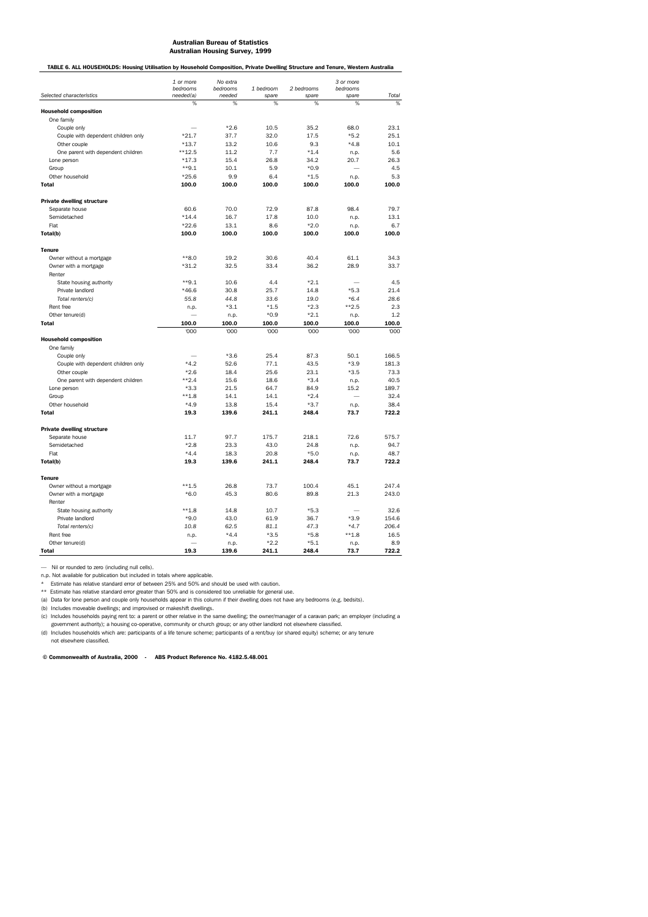**Australian Bureau of Statistics**
**Australian Housing Survey, 1999**

**TABLE 6. ALL HOUSEHOLDS: Housing Utilisation by Household Composition, Private Dwelling Structure and Tenure, Western Australia**

| *Selected characteristics* | *1 or more bedrooms needed(a)* | *No extra bedrooms needed* | *1 bedroom spare* | *2 bedrooms spare* | *3 or more bedrooms spare* | *Total* |
|---|---|---|---|---|---|---|
| | % | % | % | % | % | % |
| **Household composition** | | | | | | |
| One family | | | | | | |
| Couple only | — | *2.6 | 10.5 | 35.2 | 68.0 | 23.1 |
| Couple with dependent children only | *21.7 | 37.7 | 32.0 | 17.5 | *5.2 | 25.1 |
| Other couple | *13.7 | 13.2 | 10.6 | 9.3 | *4.8 | 10.1 |
| One parent with dependent children | **12.5 | 11.2 | 7.7 | *1.4 | n.p. | 5.6 |
| Lone person | *17.3 | 15.4 | 26.8 | 34.2 | 20.7 | 26.3 |
| Group | **9.1 | 10.1 | 5.9 | *0.9 | — | 4.5 |
| Other household | *25.6 | 9.9 | 6.4 | *1.5 | n.p. | 5.3 |
| **Total** | **100.0** | **100.0** | **100.0** | **100.0** | **100.0** | **100.0** |
| **Private dwelling structure** | | | | | | |
| Separate house | 60.6 | 70.0 | 72.9 | 87.8 | 98.4 | 79.7 |
| Semidetached | *14.4 | 16.7 | 17.8 | 10.0 | n.p. | 13.1 |
| Flat | *22.6 | 13.1 | 8.6 | *2.0 | n.p. | 6.7 |
| **Total(b)** | **100.0** | **100.0** | **100.0** | **100.0** | **100.0** | **100.0** |
| **Tenure** | | | | | | |
| Owner without a mortgage | **8.0 | 19.2 | 30.6 | 40.4 | 61.1 | 34.3 |
| Owner with a mortgage | *31.2 | 32.5 | 33.4 | 36.2 | 28.9 | 33.7 |
| Renter | | | | | | |
| State housing authority | **9.1 | 10.6 | 4.4 | *2.1 | — | 4.5 |
| Private landlord | *46.6 | 30.8 | 25.7 | 14.8 | *5.3 | 21.4 |
| *Total renters(c)* | *55.8* | *44.8* | *33.6* | *19.0* | **6.4* | *28.6* |
| Rent free | n.p. | *3.1 | *1.5 | *2.3 | **2.5 | 2.3 |
| Other tenure(d) | — | n.p. | *0.9 | *2.1 | n.p. | 1.2 |
| **Total** | **100.0** | **100.0** | **100.0** | **100.0** | **100.0** | **100.0** |
| | '000 | '000 | '000 | '000 | '000 | '000 |
| **Household composition** | | | | | | |
| One family | | | | | | |
| Couple only | — | *3.6 | 25.4 | 87.3 | 50.1 | 166.5 |
| Couple with dependent children only | *4.2 | 52.6 | 77.1 | 43.5 | *3.9 | 181.3 |
| Other couple | *2.6 | 18.4 | 25.6 | 23.1 | *3.5 | 73.3 |
| One parent with dependent children | **2.4 | 15.6 | 18.6 | *3.4 | n.p. | 40.5 |
| Lone person | *3.3 | 21.5 | 64.7 | 84.9 | 15.2 | 189.7 |
| Group | **1.8 | 14.1 | 14.1 | *2.4 | — | 32.4 |
| Other household | *4.9 | 13.8 | 15.4 | *3.7 | n.p. | 38.4 |
| **Total** | **19.3** | **139.6** | **241.1** | **248.4** | **73.7** | **722.2** |
| **Private dwelling structure** | | | | | | |
| Separate house | 11.7 | 97.7 | 175.7 | 218.1 | 72.6 | 575.7 |
| Semidetached | *2.8 | 23.3 | 43.0 | 24.8 | n.p. | 94.7 |
| Flat | *4.4 | 18.3 | 20.8 | *5.0 | n.p. | 48.7 |
| **Total(b)** | **19.3** | **139.6** | **241.1** | **248.4** | **73.7** | **722.2** |
| **Tenure** | | | | | | |
| Owner without a mortgage | **1.5 | 26.8 | 73.7 | 100.4 | 45.1 | 247.4 |
| Owner with a mortgage | *6.0 | 45.3 | 80.6 | 89.8 | 21.3 | 243.0 |
| Renter | | | | | | |
| State housing authority | **1.8 | 14.8 | 10.7 | *5.3 | — | 32.6 |
| Private landlord | *9.0 | 43.0 | 61.9 | 36.7 | *3.9 | 154.6 |
| *Total renters(c)* | *10.8* | *62.5* | *81.1* | *47.3* | **4.7* | *206.4* |
| Rent free | n.p. | *4.4 | *3.5 | *5.8 | **1.8 | 16.5 |
| Other tenure(d) | — | n.p. | *2.2 | *5.1 | n.p. | 8.9 |
| **Total** | **19.3** | **139.6** | **241.1** | **248.4** | **73.7** | **722.2** |

— Nil or rounded to zero (including null cells).

n.p. Not available for publication but included in totals where applicable.

* Estimate has relative standard error of between 25% and 50% and should be used with caution.

** Estimate has relative standard error greater than 50% and is considered too unreliable for general use.

(a) Data for lone person and couple only households appear in this column if their dwelling does not have any bedrooms (e.g. bedsits).

(b) Includes moveable dwellings; and improvised or makeshift dwellings.

(c) Includes households paying rent to: a parent or other relative in the same dwelling; the owner/manager of a caravan park; an employer (including a government authority); a housing co-operative, community or church group; or any other landlord not elsewhere classified.

(d) Includes households which are: participants of a life tenure scheme; participants of a rent/buy (or shared equity) scheme; or any tenure not elsewhere classified.

**© Commonwealth of Australia, 2000 - ABS Product Reference No. 4182.5.48.001**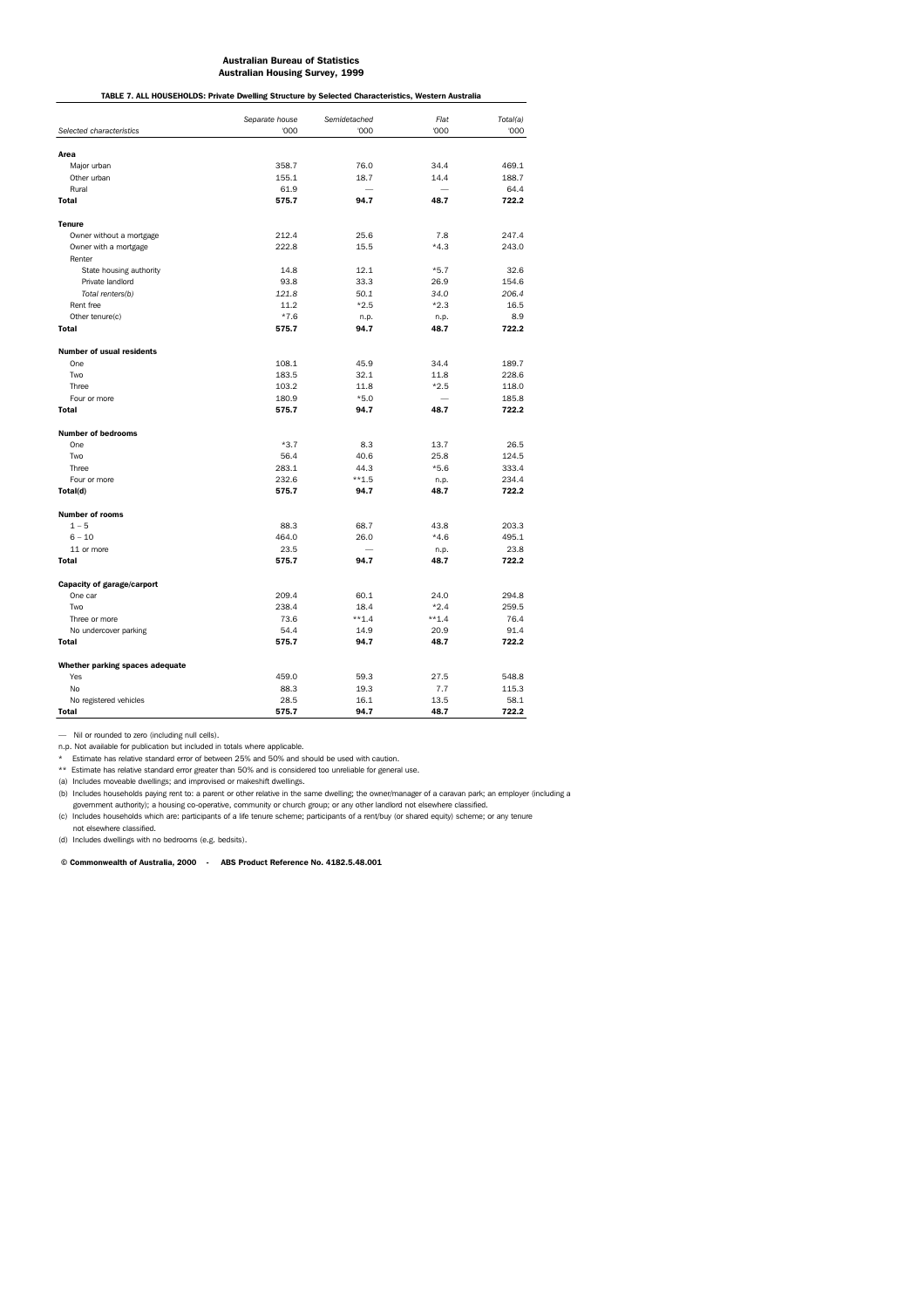**Australian Bureau of Statistics**
**Australian Housing Survey, 1999**

**TABLE 7. ALL HOUSEHOLDS: Private Dwelling Structure by Selected Characteristics, Western Australia**

| *Selected characteristics* | *Separate house* '000 | *Semidetached* '000 | *Flat* '000 | *Total(a)* '000 |
|---|---|---|---|---|
| **Area** | | | | |
| Major urban | 358.7 | 76.0 | 34.4 | 469.1 |
| Other urban | 155.1 | 18.7 | 14.4 | 188.7 |
| Rural | 61.9 | — | — | 64.4 |
| **Total** | **575.7** | **94.7** | **48.7** | **722.2** |
| **Tenure** | | | | |
| Owner without a mortgage | 212.4 | 25.6 | 7.8 | 247.4 |
| Owner with a mortgage | 222.8 | 15.5 | *4.3 | 243.0 |
| Renter | | | | |
| State housing authority | 14.8 | 12.1 | *5.7 | 32.6 |
| Private landlord | 93.8 | 33.3 | 26.9 | 154.6 |
| *Total renters(b)* | *121.8* | *50.1* | *34.0* | *206.4* |
| Rent free | 11.2 | *2.5 | *2.3 | 16.5 |
| Other tenure(c) | *7.6 | n.p. | n.p. | 8.9 |
| **Total** | **575.7** | **94.7** | **48.7** | **722.2** |
| **Number of usual residents** | | | | |
| One | 108.1 | 45.9 | 34.4 | 189.7 |
| Two | 183.5 | 32.1 | 11.8 | 228.6 |
| Three | 103.2 | 11.8 | *2.5 | 118.0 |
| Four or more | 180.9 | *5.0 | — | 185.8 |
| **Total** | **575.7** | **94.7** | **48.7** | **722.2** |
| **Number of bedrooms** | | | | |
| One | *3.7 | 8.3 | 13.7 | 26.5 |
| Two | 56.4 | 40.6 | 25.8 | 124.5 |
| Three | 283.1 | 44.3 | *5.6 | 333.4 |
| Four or more | 232.6 | **1.5 | n.p. | 234.4 |
| **Total(d)** | **575.7** | **94.7** | **48.7** | **722.2** |
| **Number of rooms** | | | | |
| 1 – 5 | 88.3 | 68.7 | 43.8 | 203.3 |
| 6 – 10 | 464.0 | 26.0 | *4.6 | 495.1 |
| 11 or more | 23.5 | — | n.p. | 23.8 |
| **Total** | **575.7** | **94.7** | **48.7** | **722.2** |
| **Capacity of garage/carport** | | | | |
| One car | 209.4 | 60.1 | 24.0 | 294.8 |
| Two | 238.4 | 18.4 | *2.4 | 259.5 |
| Three or more | 73.6 | **1.4 | **1.4 | 76.4 |
| No undercover parking | 54.4 | 14.9 | 20.9 | 91.4 |
| **Total** | **575.7** | **94.7** | **48.7** | **722.2** |
| **Whether parking spaces adequate** | | | | |
| Yes | 459.0 | 59.3 | 27.5 | 548.8 |
| No | 88.3 | 19.3 | 7.7 | 115.3 |
| No registered vehicles | 28.5 | 16.1 | 13.5 | 58.1 |
| **Total** | **575.7** | **94.7** | **48.7** | **722.2** |

— Nil or rounded to zero (including null cells).

n.p. Not available for publication but included in totals where applicable.

\* Estimate has relative standard error of between 25% and 50% and should be used with caution.

\*\* Estimate has relative standard error greater than 50% and is considered too unreliable for general use.

(a) Includes moveable dwellings; and improvised or makeshift dwellings.

(b) Includes households paying rent to: a parent or other relative in the same dwelling; the owner/manager of a caravan park; an employer (including a government authority); a housing co-operative, community or church group; or any other landlord not elsewhere classified.

(c) Includes households which are: participants of a life tenure scheme; participants of a rent/buy (or shared equity) scheme; or any tenure not elsewhere classified.

(d) Includes dwellings with no bedrooms (e.g. bedsits).

**© Commonwealth of Australia, 2000 - ABS Product Reference No. 4182.5.48.001**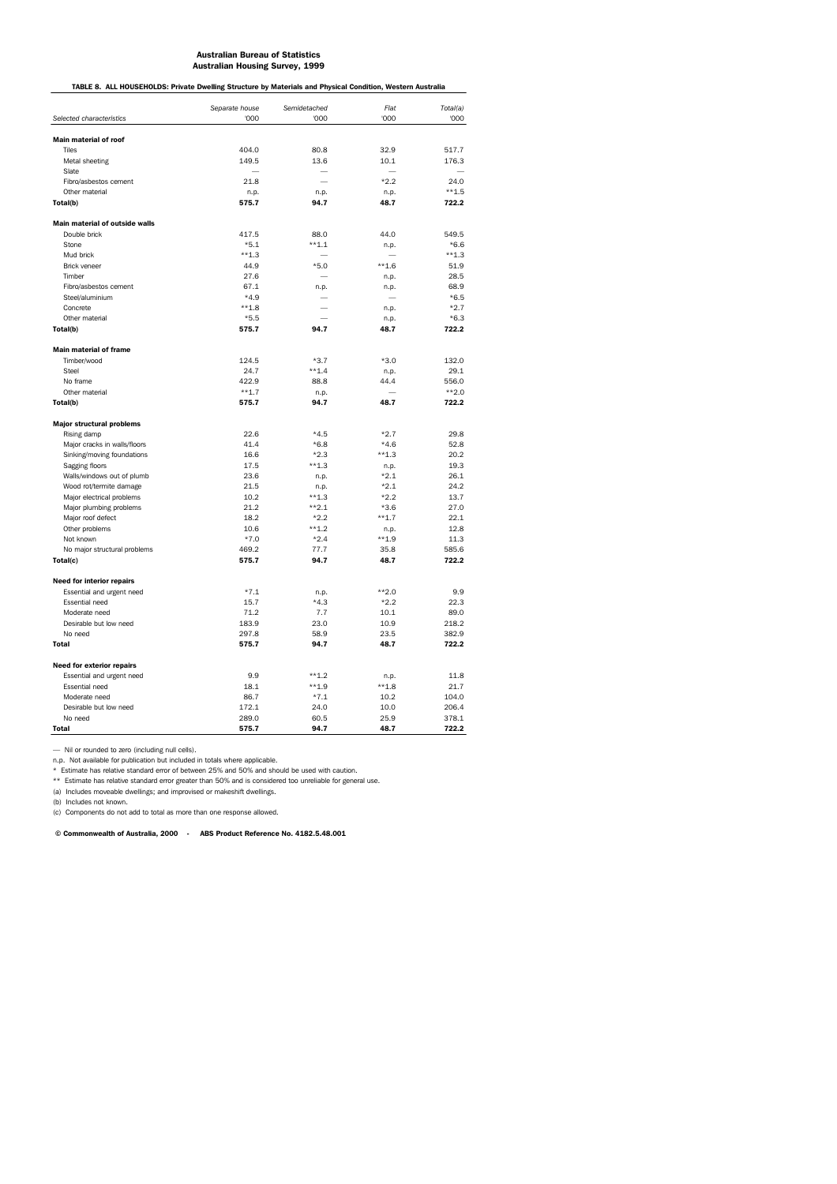**Australian Bureau of Statistics**
**Australian Housing Survey, 1999**

**TABLE 8. ALL HOUSEHOLDS: Private Dwelling Structure by Materials and Physical Condition, Western Australia**

| *Selected characteristics* | *Separate house* '000 | *Semidetached* '000 | *Flat* '000 | *Total(a)* '000 |
|---|---|---|---|---|
| **Main material of roof** | | | | |
| Tiles | 404.0 | 80.8 | 32.9 | 517.7 |
| Metal sheeting | 149.5 | 13.6 | 10.1 | 176.3 |
| Slate | — | — | — | — |
| Fibro/asbestos cement | 21.8 | — | *2.2 | 24.0 |
| Other material | n.p. | n.p. | n.p. | **1.5 |
| **Total(b)** | **575.7** | **94.7** | **48.7** | **722.2** |
| **Main material of outside walls** | | | | |
| Double brick | 417.5 | 88.0 | 44.0 | 549.5 |
| Stone | *5.1 | **1.1 | n.p. | *6.6 |
| Mud brick | **1.3 | — | — | **1.3 |
| Brick veneer | 44.9 | *5.0 | **1.6 | 51.9 |
| Timber | 27.6 | — | n.p. | 28.5 |
| Fibro/asbestos cement | 67.1 | n.p. | n.p. | 68.9 |
| Steel/aluminium | *4.9 | — | — | *6.5 |
| Concrete | **1.8 | — | n.p. | *2.7 |
| Other material | *5.5 | — | n.p. | *6.3 |
| **Total(b)** | **575.7** | **94.7** | **48.7** | **722.2** |
| **Main material of frame** | | | | |
| Timber/wood | 124.5 | *3.7 | *3.0 | 132.0 |
| Steel | 24.7 | **1.4 | n.p. | 29.1 |
| No frame | 422.9 | 88.8 | 44.4 | 556.0 |
| Other material | **1.7 | n.p. | — | **2.0 |
| **Total(b)** | **575.7** | **94.7** | **48.7** | **722.2** |
| **Major structural problems** | | | | |
| Rising damp | 22.6 | *4.5 | *2.7 | 29.8 |
| Major cracks in walls/floors | 41.4 | *6.8 | *4.6 | 52.8 |
| Sinking/moving foundations | 16.6 | *2.3 | **1.3 | 20.2 |
| Sagging floors | 17.5 | **1.3 | n.p. | 19.3 |
| Walls/windows out of plumb | 23.6 | n.p. | *2.1 | 26.1 |
| Wood rot/termite damage | 21.5 | n.p. | *2.1 | 24.2 |
| Major electrical problems | 10.2 | **1.3 | *2.2 | 13.7 |
| Major plumbing problems | 21.2 | **2.1 | *3.6 | 27.0 |
| Major roof defect | 18.2 | *2.2 | **1.7 | 22.1 |
| Other problems | 10.6 | **1.2 | n.p. | 12.8 |
| Not known | *7.0 | *2.4 | **1.9 | 11.3 |
| No major structural problems | 469.2 | 77.7 | 35.8 | 585.6 |
| **Total(c)** | **575.7** | **94.7** | **48.7** | **722.2** |
| **Need for interior repairs** | | | | |
| Essential and urgent need | *7.1 | n.p. | **2.0 | 9.9 |
| Essential need | 15.7 | *4.3 | *2.2 | 22.3 |
| Moderate need | 71.2 | 7.7 | 10.1 | 89.0 |
| Desirable but low need | 183.9 | 23.0 | 10.9 | 218.2 |
| No need | 297.8 | 58.9 | 23.5 | 382.9 |
| **Total** | **575.7** | **94.7** | **48.7** | **722.2** |
| **Need for exterior repairs** | | | | |
| Essential and urgent need | 9.9 | **1.2 | n.p. | 11.8 |
| Essential need | 18.1 | **1.9 | **1.8 | 21.7 |
| Moderate need | 86.7 | *7.1 | 10.2 | 104.0 |
| Desirable but low need | 172.1 | 24.0 | 10.0 | 206.4 |
| No need | 289.0 | 60.5 | 25.9 | 378.1 |
| **Total** | **575.7** | **94.7** | **48.7** | **722.2** |

— Nil or rounded to zero (including null cells).

n.p. Not available for publication but included in totals where applicable.

\* Estimate has relative standard error of between 25% and 50% and should be used with caution.

\** Estimate has relative standard error greater than 50% and is considered too unreliable for general use.

(a) Includes moveable dwellings; and improvised or makeshift dwellings.

(b) Includes not known.

(c) Components do not add to total as more than one response allowed.

**© Commonwealth of Australia, 2000 - ABS Product Reference No. 4182.5.48.001**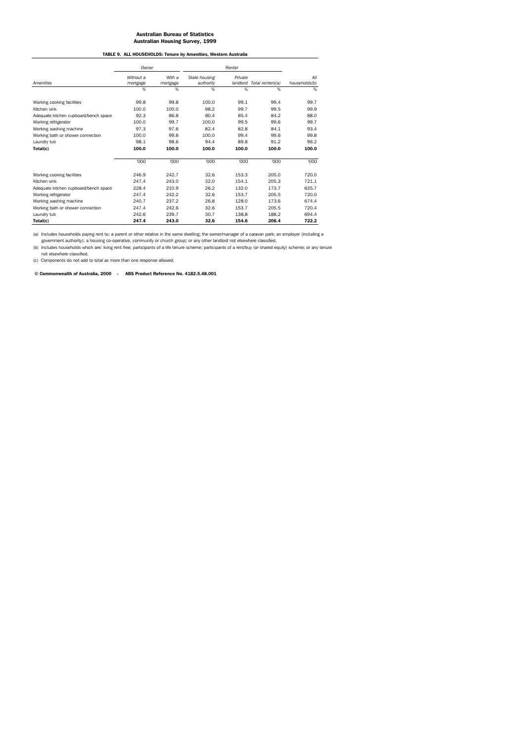**Australian Bureau of Statistics**
**Australian Housing Survey, 1999**

**TABLE 9. ALL HOUSEHOLDS: Tenure by Amenities, Western Australia**

| | *Owner* | | *Renter* | | | |
|---|---|---|---|---|---|---|
| *Amenities* | *Without a mortgage* | *With a mortgage* | *State housing authority* | *Private landlord* | *Total renters(a)* | *All households(b)* |
| | % | % | % | % | % | % |
| Working cooking facilities | 99.8 | 99.8 | 100.0 | 99.1 | 99.4 | 99.7 |
| Kitchen sink | 100.0 | 100.0 | 98.2 | 99.7 | 99.5 | 99.9 |
| Adequate kitchen cupboard/bench space | 92.3 | 86.8 | 80.4 | 85.4 | 84.2 | 88.0 |
| Working refrigerator | 100.0 | 99.7 | 100.0 | 99.5 | 99.6 | 99.7 |
| Working washing machine | 97.3 | 97.6 | 82.4 | 82.8 | 84.1 | 93.4 |
| Working bath or shower connection | 100.0 | 99.8 | 100.0 | 99.4 | 99.6 | 99.8 |
| Laundry tub | 98.1 | 98.6 | 94.4 | 89.8 | 91.2 | 96.2 |
| **Total(c)** | **100.0** | **100.0** | **100.0** | **100.0** | **100.0** | **100.0** |
| | '000 | '000 | '000 | '000 | '000 | '000 |
| Working cooking facilities | 246.9 | 242.7 | 32.6 | 153.3 | 205.0 | 720.0 |
| Kitchen sink | 247.4 | 243.0 | 32.0 | 154.1 | 205.3 | 721.1 |
| Adequate kitchen cupboard/bench space | 228.4 | 210.9 | 26.2 | 132.0 | 173.7 | 635.7 |
| Working refrigerator | 247.4 | 242.2 | 32.6 | 153.7 | 205.5 | 720.0 |
| Working washing machine | 240.7 | 237.2 | 26.8 | 128.0 | 173.6 | 674.4 |
| Working bath or shower connection | 247.4 | 242.6 | 32.6 | 153.7 | 205.5 | 720.4 |
| Laundry tub | 242.6 | 239.7 | 30.7 | 138.8 | 188.2 | 694.4 |
| **Total(c)** | **247.4** | **243.0** | **32.6** | **154.6** | **206.4** | **722.2** |

(a) Includes households paying rent to: a parent or other relative in the same dwelling; the owner/manager of a caravan park; an employer (including a government authority); a housing co-operative, community or church group; or any other landlord not elsewhere classified.

(b) Includes households which are: living rent free; participants of a life tenure scheme; participants of a rent/buy (or shared equity) scheme; or any tenure not elsewhere classified.

(c) Components do not add to total as more than one response allowed.

**© Commonwealth of Australia, 2000 - ABS Product Reference No. 4182.5.48.001**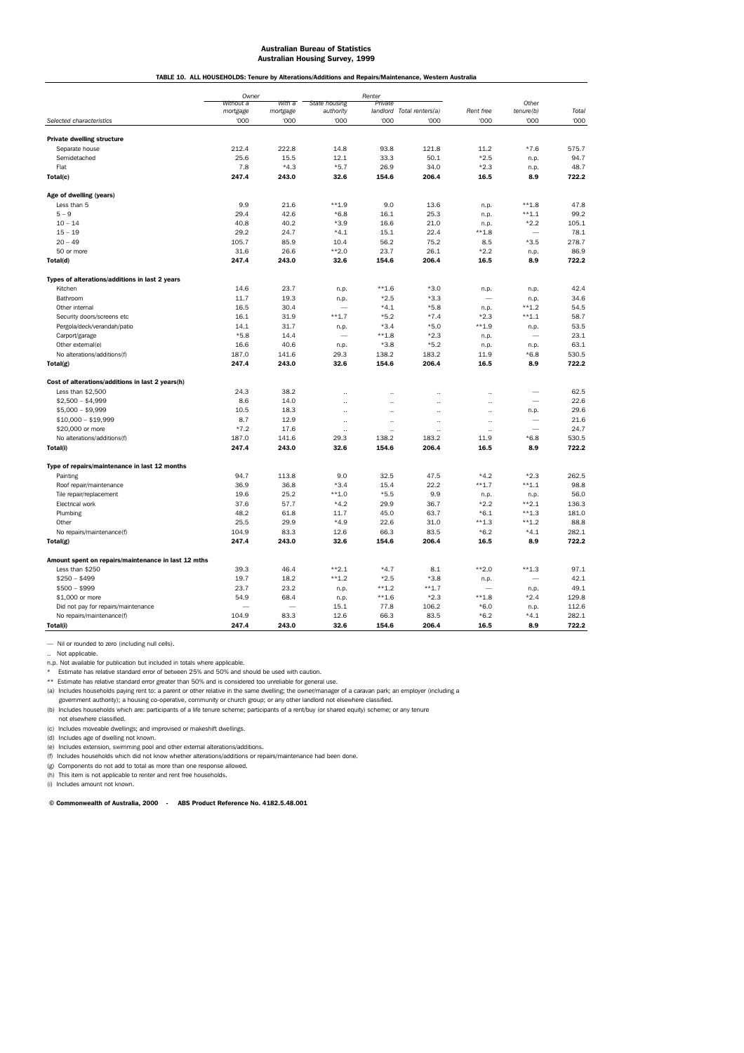**Australian Bureau of Statistics**
**Australian Housing Survey, 1999**

**TABLE 10. ALL HOUSEHOLDS: Tenure by Alterations/Additions and Repairs/Maintenance, Western Australia**

| | Owner | | Renter | | | | | |
|---|---|---|---|---|---|---|---|---|
| | Without a mortgage | With a mortgage | State housing authority | Private landlord | Total renters(a) | Rent free | Other tenure(b) | Total |
| *Selected characteristics* | '000 | '000 | '000 | '000 | '000 | '000 | '000 | '000 |
| **Private dwelling structure** | | | | | | | | |
| Separate house | 212.4 | 222.8 | 14.8 | 93.8 | 121.8 | 11.2 | *7.6 | 575.7 |
| Semidetached | 25.6 | 15.5 | 12.1 | 33.3 | 50.1 | *2.5 | n.p. | 94.7 |
| Flat | 7.8 | *4.3 | *5.7 | 26.9 | 34.0 | *2.3 | n.p. | 48.7 |
| **Total(c)** | **247.4** | **243.0** | **32.6** | **154.6** | **206.4** | **16.5** | **8.9** | **722.2** |
| **Age of dwelling (years)** | | | | | | | | |
| Less than 5 | 9.9 | 21.6 | **1.9 | 9.0 | 13.6 | n.p. | **1.8 | 47.8 |
| 5 – 9 | 29.4 | 42.6 | *6.8 | 16.1 | 25.3 | n.p. | **1.1 | 99.2 |
| 10 – 14 | 40.8 | 40.2 | *3.9 | 16.6 | 21.0 | n.p. | *2.2 | 105.1 |
| 15 – 19 | 29.2 | 24.7 | *4.1 | 15.1 | 22.4 | **1.8 | — | 78.1 |
| 20 – 49 | 105.7 | 85.9 | 10.4 | 56.2 | 75.2 | 8.5 | *3.5 | 278.7 |
| 50 or more | 31.6 | 26.6 | **2.0 | 23.7 | 26.1 | *2.2 | n.p. | 86.9 |
| **Total(d)** | **247.4** | **243.0** | **32.6** | **154.6** | **206.4** | **16.5** | **8.9** | **722.2** |
| **Types of alterations/additions in last 2 years** | | | | | | | | |
| Kitchen | 14.6 | 23.7 | n.p. | **1.6 | *3.0 | n.p. | n.p. | 42.4 |
| Bathroom | 11.7 | 19.3 | n.p. | *2.5 | *3.3 | — | n.p. | 34.6 |
| Other internal | 16.5 | 30.4 | — | *4.1 | *5.8 | n.p. | **1.2 | 54.5 |
| Security doors/screens etc | 16.1 | 31.9 | **1.7 | *5.2 | *7.4 | *2.3 | **1.1 | 58.7 |
| Pergola/deck/verandah/patio | 14.1 | 31.7 | n.p. | *3.4 | *5.0 | **1.9 | n.p. | 53.5 |
| Carport/garage | *5.8 | 14.4 | — | **1.8 | *2.3 | n.p. | — | 23.1 |
| Other external(e) | 16.6 | 40.6 | n.p. | *3.8 | *5.2 | n.p. | n.p. | 63.1 |
| No alterations/additions(f) | 187.0 | 141.6 | 29.3 | 138.2 | 183.2 | 11.9 | *6.8 | 530.5 |
| **Total(g)** | **247.4** | **243.0** | **32.6** | **154.6** | **206.4** | **16.5** | **8.9** | **722.2** |
| **Cost of alterations/additions in last 2 years(h)** | | | | | | | | |
| Less than $2,500 | 24.3 | 38.2 | .. | .. | .. | .. | — | 62.5 |
| $2,500 – $4,999 | 8.6 | 14.0 | .. | .. | .. | .. | — | 22.6 |
| $5,000 – $9,999 | 10.5 | 18.3 | .. | .. | .. | .. | n.p. | 29.6 |
| $10,000 – $19,999 | 8.7 | 12.9 | .. | .. | .. | .. | — | 21.6 |
| $20,000 or more | *7.2 | 17.6 | .. | .. | .. | .. | — | 24.7 |
| No alterations/additions(f) | 187.0 | 141.6 | 29.3 | 138.2 | 183.2 | 11.9 | *6.8 | 530.5 |
| **Total(i)** | **247.4** | **243.0** | **32.6** | **154.6** | **206.4** | **16.5** | **8.9** | **722.2** |
| **Type of repairs/maintenance in last 12 months** | | | | | | | | |
| Painting | 94.7 | 113.8 | 9.0 | 32.5 | 47.5 | *4.2 | *2.3 | 262.5 |
| Roof repair/maintenance | 36.9 | 36.8 | *3.4 | 15.4 | 22.2 | **1.7 | **1.1 | 98.8 |
| Tile repair/replacement | 19.6 | 25.2 | **1.0 | *5.5 | 9.9 | n.p. | n.p. | 56.0 |
| Electrical work | 37.6 | 57.7 | *4.2 | 29.9 | 36.7 | *2.2 | **2.1 | 136.3 |
| Plumbing | 48.2 | 61.8 | 11.7 | 45.0 | 63.7 | *6.1 | **1.3 | 181.0 |
| Other | 25.5 | 29.9 | *4.9 | 22.6 | 31.0 | **1.3 | **1.2 | 88.8 |
| No repairs/maintenance(f) | 104.9 | 83.3 | 12.6 | 66.3 | 83.5 | *6.2 | *4.1 | 282.1 |
| **Total(g)** | **247.4** | **243.0** | **32.6** | **154.6** | **206.4** | **16.5** | **8.9** | **722.2** |
| **Amount spent on repairs/maintenance in last 12 mths** | | | | | | | | |
| Less than $250 | 39.3 | 46.4 | **2.1 | *4.7 | 8.1 | **2.0 | **1.3 | 97.1 |
| $250 – $499 | 19.7 | 18.2 | **1.2 | *2.5 | *3.8 | n.p. | — | 42.1 |
| $500 – $999 | 23.7 | 23.2 | n.p. | **1.2 | **1.7 | — | n.p. | 49.1 |
| $1,000 or more | 54.9 | 68.4 | n.p. | **1.6 | *2.3 | **1.8 | *2.4 | 129.8 |
| Did not pay for repairs/maintenance | — | — | 15.1 | 77.8 | 106.2 | *6.0 | n.p. | 112.6 |
| No repairs/maintenance(f) | 104.9 | 83.3 | 12.6 | 66.3 | 83.5 | *6.2 | *4.1 | 282.1 |
| **Total(i)** | **247.4** | **243.0** | **32.6** | **154.6** | **206.4** | **16.5** | **8.9** | **722.2** |

— Nil or rounded to zero (including null cells).

.. Not applicable.

n.p. Not available for publication but included in totals where applicable.

\* Estimate has relative standard error of between 25% and 50% and should be used with caution.

\*\* Estimate has relative standard error greater than 50% and is considered too unreliable for general use.

(a) Includes households paying rent to: a parent or other relative in the same dwelling; the owner/manager of a caravan park; an employer (including a government authority); a housing co-operative, community or church group; or any other landlord not elsewhere classified.

(b) Includes households which are: participants of a life tenure scheme; participants of a rent/buy (or shared equity) scheme; or any tenure not elsewhere classified.

(c) Includes moveable dwellings; and improvised or makeshift dwellings.

(d) Includes age of dwelling not known.

(e) Includes extension, swimming pool and other external alterations/additions.

(f) Includes households which did not know whether alterations/additions or repairs/maintenance had been done.

(g) Components do not add to total as more than one response allowed.

(h) This item is not applicable to renter and rent free households.

(i) Includes amount not known.

**© Commonwealth of Australia, 2000 - ABS Product Reference No. 4182.5.48.001**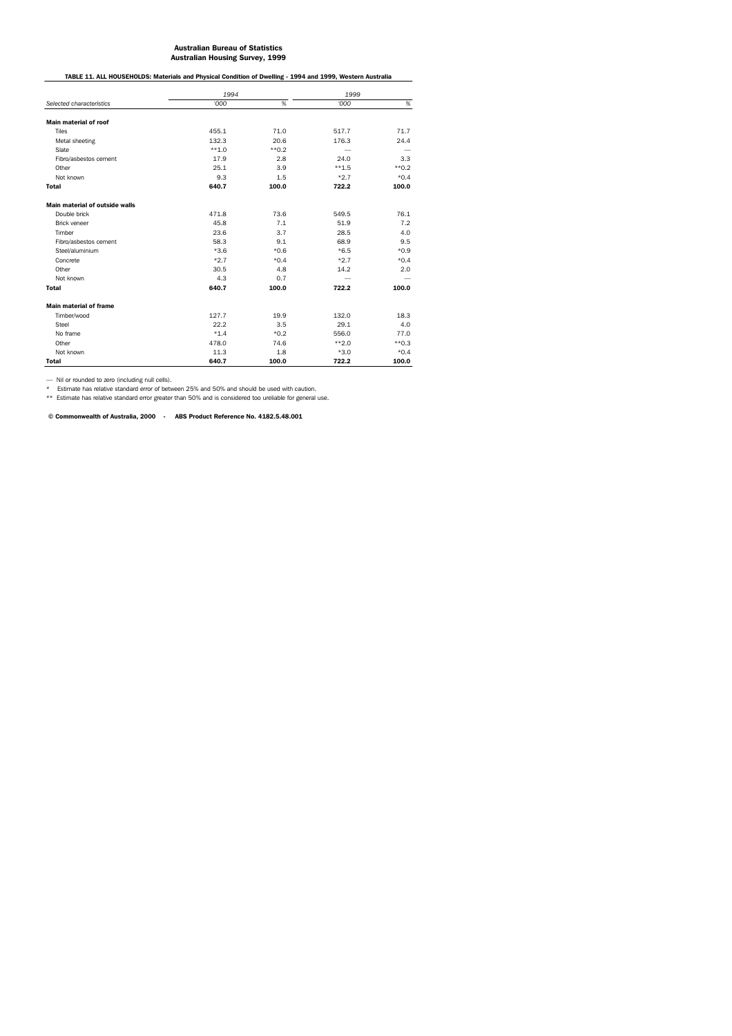**Australian Bureau of Statistics**
**Australian Housing Survey, 1999**

**TABLE 11. ALL HOUSEHOLDS: Materials and Physical Condition of Dwelling - 1994 and 1999, Western Australia**

| | *1994* | | *1999* | |
|---|---|---|---|---|
| *Selected characteristics* | *'000* | *%* | *'000* | *%* |
| **Main material of roof** | | | | |
| Tiles | 455.1 | 71.0 | 517.7 | 71.7 |
| Metal sheeting | 132.3 | 20.6 | 176.3 | 24.4 |
| Slate | **1.0 | **0.2 | — | — |
| Fibro/asbestos cement | 17.9 | 2.8 | 24.0 | 3.3 |
| Other | 25.1 | 3.9 | **1.5 | **0.2 |
| Not known | 9.3 | 1.5 | *2.7 | *0.4 |
| **Total** | **640.7** | **100.0** | **722.2** | **100.0** |
| **Main material of outside walls** | | | | |
| Double brick | 471.8 | 73.6 | 549.5 | 76.1 |
| Brick veneer | 45.8 | 7.1 | 51.9 | 7.2 |
| Timber | 23.6 | 3.7 | 28.5 | 4.0 |
| Fibro/asbestos cement | 58.3 | 9.1 | 68.9 | 9.5 |
| Steel/aluminium | *3.6 | *0.6 | *6.5 | *0.9 |
| Concrete | *2.7 | *0.4 | *2.7 | *0.4 |
| Other | 30.5 | 4.8 | 14.2 | 2.0 |
| Not known | 4.3 | 0.7 | — | — |
| **Total** | **640.7** | **100.0** | **722.2** | **100.0** |
| **Main material of frame** | | | | |
| Timber/wood | 127.7 | 19.9 | 132.0 | 18.3 |
| Steel | 22.2 | 3.5 | 29.1 | 4.0 |
| No frame | *1.4 | *0.2 | 556.0 | 77.0 |
| Other | 478.0 | 74.6 | **2.0 | **0.3 |
| Not known | 11.3 | 1.8 | *3.0 | *0.4 |
| **Total** | **640.7** | **100.0** | **722.2** | **100.0** |

— Nil or rounded to zero (including null cells).

\* Estimate has relative standard error of between 25% and 50% and should be used with caution.

\*\* Estimate has relative standard error greater than 50% and is considered too ureliable for general use.

**© Commonwealth of Australia, 2000 - ABS Product Reference No. 4182.5.48.001**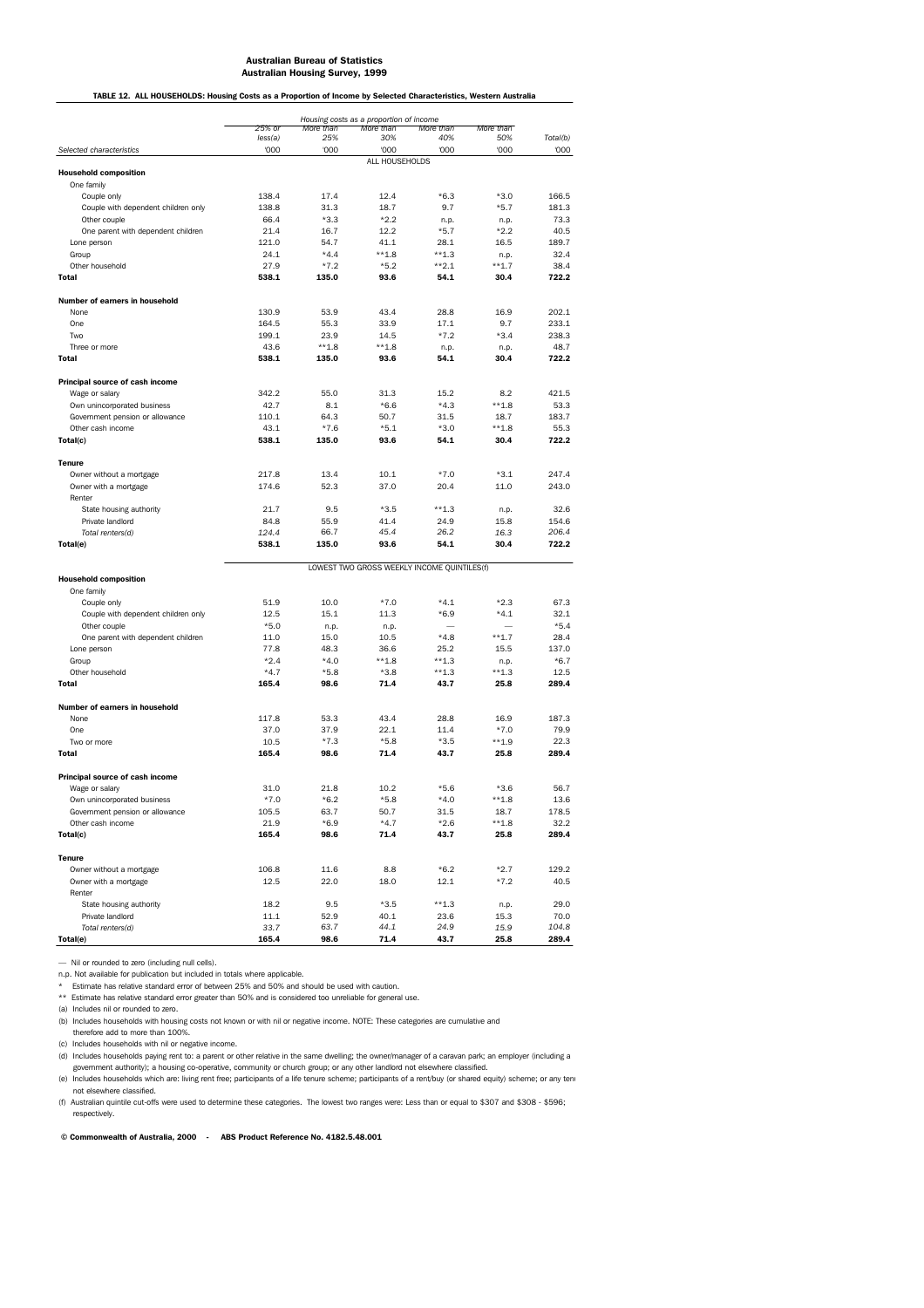**Australian Bureau of Statistics**
**Australian Housing Survey, 1999**

**TABLE 12. ALL HOUSEHOLDS: Housing Costs as a Proportion of Income by Selected Characteristics, Western Australia**

| | Housing costs as a proportion of income | | | | | |
|---|---|---|---|---|---|---|
| | 25% or less(a) | More than 25% | More than 30% | More than 40% | More than 50% | Total(b) |
| Selected characteristics | '000 | '000 | '000 | '000 | '000 | '000 |
| | ALL HOUSEHOLDS | | | | | |
| **Household composition** | | | | | | |
| One family | | | | | | |
| Couple only | 138.4 | 17.4 | 12.4 | *6.3 | *3.0 | 166.5 |
| Couple with dependent children only | 138.8 | 31.3 | 18.7 | 9.7 | *5.7 | 181.3 |
| Other couple | 66.4 | *3.3 | *2.2 | n.p. | n.p. | 73.3 |
| One parent with dependent children | 21.4 | 16.7 | 12.2 | *5.7 | *2.2 | 40.5 |
| Lone person | 121.0 | 54.7 | 41.1 | 28.1 | 16.5 | 189.7 |
| Group | 24.1 | *4.4 | **1.8 | **1.3 | n.p. | 32.4 |
| Other household | 27.9 | *7.2 | *5.2 | **2.1 | **1.7 | 38.4 |
| **Total** | **538.1** | **135.0** | **93.6** | **54.1** | **30.4** | **722.2** |
| **Number of earners in household** | | | | | | |
| None | 130.9 | 53.9 | 43.4 | 28.8 | 16.9 | 202.1 |
| One | 164.5 | 55.3 | 33.9 | 17.1 | 9.7 | 233.1 |
| Two | 199.1 | 23.9 | 14.5 | *7.2 | *3.4 | 238.3 |
| Three or more | 43.6 | **1.8 | **1.8 | n.p. | n.p. | 48.7 |
| **Total** | **538.1** | **135.0** | **93.6** | **54.1** | **30.4** | **722.2** |
| **Principal source of cash income** | | | | | | |
| Wage or salary | 342.2 | 55.0 | 31.3 | 15.2 | 8.2 | 421.5 |
| Own unincorporated business | 42.7 | 8.1 | *6.6 | *4.3 | **1.8 | 53.3 |
| Government pension or allowance | 110.1 | 64.3 | 50.7 | 31.5 | 18.7 | 183.7 |
| Other cash income | 43.1 | *7.6 | *5.1 | *3.0 | **1.8 | 55.3 |
| **Total(c)** | **538.1** | **135.0** | **93.6** | **54.1** | **30.4** | **722.2** |
| **Tenure** | | | | | | |
| Owner without a mortgage | 217.8 | 13.4 | 10.1 | *7.0 | *3.1 | 247.4 |
| Owner with a mortgage | 174.6 | 52.3 | 37.0 | 20.4 | 11.0 | 243.0 |
| Renter | | | | | | |
| State housing authority | 21.7 | 9.5 | *3.5 | **1.3 | n.p. | 32.6 |
| Private landlord | 84.8 | 55.9 | 41.4 | 24.9 | 15.8 | 154.6 |
| *Total renters(d)* | *124.4* | *66.7* | *45.4* | *26.2* | *16.3* | *206.4* |
| **Total(e)** | **538.1** | **135.0** | **93.6** | **54.1** | **30.4** | **722.2** |
| | LOWEST TWO GROSS WEEKLY INCOME QUINTILES(f) | | | | | |
| **Household composition** | | | | | | |
| One family | | | | | | |
| Couple only | 51.9 | 10.0 | *7.0 | *4.1 | *2.3 | 67.3 |
| Couple with dependent children only | 12.5 | 15.1 | 11.3 | *6.9 | *4.1 | 32.1 |
| Other couple | *5.0 | n.p. | n.p. | — | — | *5.4 |
| One parent with dependent children | 11.0 | 15.0 | 10.5 | *4.8 | **1.7 | 28.4 |
| Lone person | 77.8 | 48.3 | 36.6 | 25.2 | 15.5 | 137.0 |
| Group | *2.4 | *4.0 | **1.8 | **1.3 | n.p. | *6.7 |
| Other household | *4.7 | *5.8 | *3.8 | **1.3 | **1.3 | 12.5 |
| **Total** | **165.4** | **98.6** | **71.4** | **43.7** | **25.8** | **289.4** |
| **Number of earners in household** | | | | | | |
| None | 117.8 | 53.3 | 43.4 | 28.8 | 16.9 | 187.3 |
| One | 37.0 | 37.9 | 22.1 | 11.4 | *7.0 | 79.9 |
| Two or more | 10.5 | *7.3 | *5.8 | *3.5 | **1.9 | 22.3 |
| **Total** | **165.4** | **98.6** | **71.4** | **43.7** | **25.8** | **289.4** |
| **Principal source of cash income** | | | | | | |
| Wage or salary | 31.0 | 21.8 | 10.2 | *5.6 | *3.6 | 56.7 |
| Own unincorporated business | *7.0 | *6.2 | *5.8 | *4.0 | **1.8 | 13.6 |
| Government pension or allowance | 105.5 | 63.7 | 50.7 | 31.5 | 18.7 | 178.5 |
| Other cash income | 21.9 | *6.9 | *4.7 | *2.6 | **1.8 | 32.2 |
| **Total(c)** | **165.4** | **98.6** | **71.4** | **43.7** | **25.8** | **289.4** |
| **Tenure** | | | | | | |
| Owner without a mortgage | 106.8 | 11.6 | 8.8 | *6.2 | *2.7 | 129.2 |
| Owner with a mortgage | 12.5 | 22.0 | 18.0 | 12.1 | *7.2 | 40.5 |
| Renter | | | | | | |
| State housing authority | 18.2 | 9.5 | *3.5 | **1.3 | n.p. | 29.0 |
| Private landlord | 11.1 | 52.9 | 40.1 | 23.6 | 15.3 | 70.0 |
| *Total renters(d)* | *33.7* | *63.7* | *44.1* | *24.9* | *15.9* | *104.8* |
| **Total(e)** | **165.4** | **98.6** | **71.4** | **43.7** | **25.8** | **289.4** |

— Nil or rounded to zero (including null cells).

n.p. Not available for publication but included in totals where applicable.

\* Estimate has relative standard error of between 25% and 50% and should be used with caution.

\*\* Estimate has relative standard error greater than 50% and is considered too unreliable for general use.

(a) Includes nil or rounded to zero.

(b) Includes households with housing costs not known or with nil or negative income. NOTE: These categories are cumulative and therefore add to more than 100%.

(c) Includes households with nil or negative income.

(d) Includes households paying rent to: a parent or other relative in the same dwelling; the owner/manager of a caravan park; an employer (including a government authority); a housing co-operative, community or church group; or any other landlord not elsewhere classified.

(e) Includes households which are: living rent free; participants of a life tenure scheme; participants of a rent/buy (or shared equity) scheme; or any tenu not elsewhere classified.

(f) Australian quintile cut-offs were used to determine these categories. The lowest two ranges were: Less than or equal to $307 and $308 - $596; respectively.

**© Commonwealth of Australia, 2000 - ABS Product Reference No. 4182.5.48.001**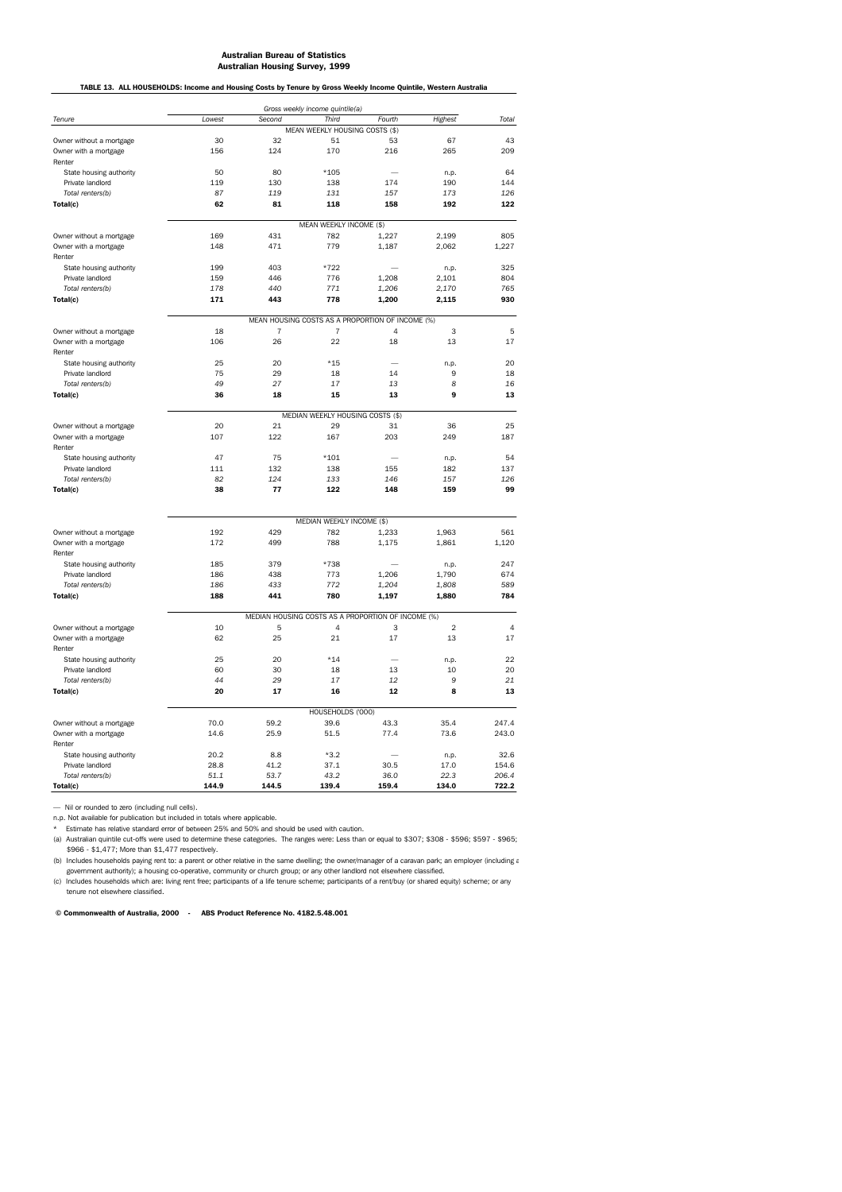**Australian Bureau of Statistics**
**Australian Housing Survey, 1999**

**TABLE 13. ALL HOUSEHOLDS: Income and Housing Costs by Tenure by Gross Weekly Income Quintile, Western Australia**

| *Tenure* | *Gross weekly income quintile(a)* | | | | | |
|---|---|---|---|---|---|---|
| | *Lowest* | *Second* | *Third* | *Fourth* | *Highest* | *Total* |
| | MEAN WEEKLY HOUSING COSTS ($) | | | | | |
| Owner without a mortgage | 30 | 32 | 51 | 53 | 67 | 43 |
| Owner with a mortgage | 156 | 124 | 170 | 216 | 265 | 209 |
| Renter | | | | | | |
| State housing authority | 50 | 80 | *105 | — | n.p. | 64 |
| Private landlord | 119 | 130 | 138 | 174 | 190 | 144 |
| *Total renters(b)* | *87* | *119* | *131* | *157* | *173* | *126* |
| **Total(c)** | **62** | **81** | **118** | **158** | **192** | **122** |
| | MEAN WEEKLY INCOME ($) | | | | | |
| Owner without a mortgage | 169 | 431 | 782 | 1,227 | 2,199 | 805 |
| Owner with a mortgage | 148 | 471 | 779 | 1,187 | 2,062 | 1,227 |
| Renter | | | | | | |
| State housing authority | 199 | 403 | *722 | — | n.p. | 325 |
| Private landlord | 159 | 446 | 776 | 1,208 | 2,101 | 804 |
| *Total renters(b)* | *178* | *440* | *771* | *1,206* | *2,170* | *765* |
| **Total(c)** | **171** | **443** | **778** | **1,200** | **2,115** | **930** |
| | MEAN HOUSING COSTS AS A PROPORTION OF INCOME (%) | | | | | |
| Owner without a mortgage | 18 | 7 | 7 | 4 | 3 | 5 |
| Owner with a mortgage | 106 | 26 | 22 | 18 | 13 | 17 |
| Renter | | | | | | |
| State housing authority | 25 | 20 | *15 | — | n.p. | 20 |
| Private landlord | 75 | 29 | 18 | 14 | 9 | 18 |
| *Total renters(b)* | *49* | *27* | *17* | *13* | *8* | *16* |
| **Total(c)** | **36** | **18** | **15** | **13** | **9** | **13** |
| | MEDIAN WEEKLY HOUSING COSTS ($) | | | | | |
| Owner without a mortgage | 20 | 21 | 29 | 31 | 36 | 25 |
| Owner with a mortgage | 107 | 122 | 167 | 203 | 249 | 187 |
| Renter | | | | | | |
| State housing authority | 47 | 75 | *101 | — | n.p. | 54 |
| Private landlord | 111 | 132 | 138 | 155 | 182 | 137 |
| *Total renters(b)* | *82* | *124* | *133* | *146* | *157* | *126* |
| **Total(c)** | **38** | **77** | **122** | **148** | **159** | **99** |
| | MEDIAN WEEKLY INCOME ($) | | | | | |
| Owner without a mortgage | 192 | 429 | 782 | 1,233 | 1,963 | 561 |
| Owner with a mortgage | 172 | 499 | 788 | 1,175 | 1,861 | 1,120 |
| Renter | | | | | | |
| State housing authority | 185 | 379 | *738 | — | n.p. | 247 |
| Private landlord | 186 | 438 | 773 | 1,206 | 1,790 | 674 |
| *Total renters(b)* | *186* | *433* | *772* | *1,204* | *1,808* | *589* |
| **Total(c)** | **188** | **441** | **780** | **1,197** | **1,880** | **784** |
| | MEDIAN HOUSING COSTS AS A PROPORTION OF INCOME (%) | | | | | |
| Owner without a mortgage | 10 | 5 | 4 | 3 | 2 | 4 |
| Owner with a mortgage | 62 | 25 | 21 | 17 | 13 | 17 |
| Renter | | | | | | |
| State housing authority | 25 | 20 | *14 | — | n.p. | 22 |
| Private landlord | 60 | 30 | 18 | 13 | 10 | 20 |
| *Total renters(b)* | *44* | *29* | *17* | *12* | *9* | *21* |
| **Total(c)** | **20** | **17** | **16** | **12** | **8** | **13** |
| | HOUSEHOLDS ('000) | | | | | |
| Owner without a mortgage | 70.0 | 59.2 | 39.6 | 43.3 | 35.4 | 247.4 |
| Owner with a mortgage | 14.6 | 25.9 | 51.5 | 77.4 | 73.6 | 243.0 |
| Renter | | | | | | |
| State housing authority | 20.2 | 8.8 | *3.2 | — | n.p. | 32.6 |
| Private landlord | 28.8 | 41.2 | 37.1 | 30.5 | 17.0 | 154.6 |
| *Total renters(b)* | *51.1* | *53.7* | *43.2* | *36.0* | *22.3* | *206.4* |
| **Total(c)** | **144.9** | **144.5** | **139.4** | **159.4** | **134.0** | **722.2** |

— Nil or rounded to zero (including null cells).

n.p. Not available for publication but included in totals where applicable.

\* Estimate has relative standard error of between 25% and 50% and should be used with caution.

(a) Australian quintile cut-offs were used to determine these categories. The ranges were: Less than or equal to $307; $308 - $596; $597 - $965; $966 - $1,477; More than $1,477 respectively.

(b) Includes households paying rent to: a parent or other relative in the same dwelling; the owner/manager of a caravan park; an employer (including a government authority); a housing co-operative, community or church group; or any other landlord not elsewhere classified.

(c) Includes households which are: living rent free; participants of a life tenure scheme; participants of a rent/buy (or shared equity) scheme; or any tenure not elsewhere classified.

**© Commonwealth of Australia, 2000 - ABS Product Reference No. 4182.5.48.001**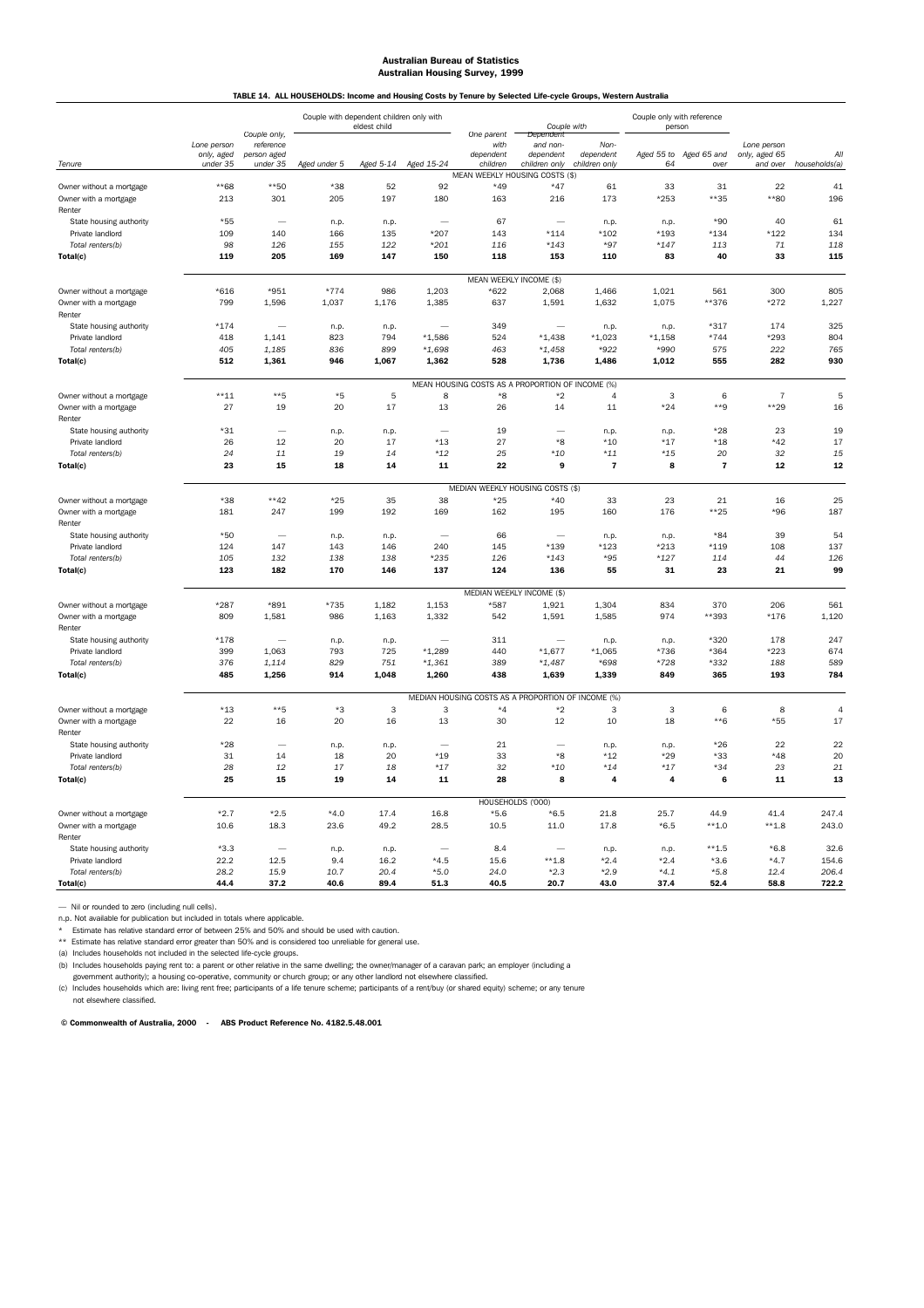**Australian Bureau of Statistics**
**Australian Housing Survey, 1999**

**TABLE 14. ALL HOUSEHOLDS: Income and Housing Costs by Tenure by Selected Life-cycle Groups, Western Australia**

| Tenure | Lone person only, aged under 35 | Couple only, reference person aged under 35 | Couple with dependent children only with eldest child: Aged under 5 | Aged 5-14 | Aged 15-24 | One parent with dependent children | Couple with: Dependent and non-dependent children only | Non-dependent children only | Couple only with reference person: Aged 55 to 64 | Aged 65 and over | Lone person only, aged 65 and over | All households(a) |
|---|---|---|---|---|---|---|---|---|---|---|---|---|
| **MEAN WEEKLY HOUSING COSTS ($)** | | | | | | | | | | | | |
| Owner without a mortgage | **68 | **50 | *38 | 52 | 92 | *49 | *47 | 61 | 33 | 31 | 22 | 41 |
| Owner with a mortgage | 213 | 301 | 205 | 197 | 180 | 163 | 216 | 173 | *253 | **35 | **80 | 196 |
| Renter | | | | | | | | | | | | |
| State housing authority | *55 | — | n.p. | n.p. | — | 67 | — | n.p. | n.p. | *90 | 40 | 61 |
| Private landlord | 109 | 140 | 166 | 135 | *207 | 143 | *114 | *102 | *193 | *134 | *122 | 134 |
| *Total renters(b)* | *98* | *126* | *155* | *122* | **201* | *116* | **143* | **97* | **147* | *113* | *71* | *118* |
| **Total(c)** | **119** | **205** | **169** | **147** | **150** | **118** | **153** | **110** | **83** | **40** | **33** | **115** |
| **MEAN WEEKLY INCOME ($)** | | | | | | | | | | | | |
| Owner without a mortgage | *616 | *951 | *774 | 986 | 1,203 | *622 | 2,068 | 1,466 | 1,021 | 561 | 300 | 805 |
| Owner with a mortgage | 799 | 1,596 | 1,037 | 1,176 | 1,385 | 637 | 1,591 | 1,632 | 1,075 | **376 | *272 | 1,227 |
| Renter | | | | | | | | | | | | |
| State housing authority | *174 | — | n.p. | n.p. | — | 349 | — | n.p. | n.p. | *317 | 174 | 325 |
| Private landlord | 418 | 1,141 | 823 | 794 | *1,586 | 524 | *1,438 | *1,023 | *1,158 | *744 | *293 | 804 |
| *Total renters(b)* | *405* | *1,185* | *836* | *899* | **1,698* | *463* | **1,458* | **922* | *990 | *575* | *222* | *765* |
| **Total(c)** | **512** | **1,361** | **946** | **1,067** | **1,362** | **528** | **1,736** | **1,486** | **1,012** | **555** | **282** | **930** |
| **MEAN HOUSING COSTS AS A PROPORTION OF INCOME (%)** | | | | | | | | | | | | |
| Owner without a mortgage | **11 | **5 | *5 | 5 | 8 | *8 | *2 | 4 | 3 | 6 | 7 | 5 |
| Owner with a mortgage | 27 | 19 | 20 | 17 | 13 | 26 | 14 | 11 | *24 | **9 | **29 | 16 |
| Renter | | | | | | | | | | | | |
| State housing authority | *31 | — | n.p. | n.p. | — | 19 | — | n.p. | n.p. | *28 | 23 | 19 |
| Private landlord | 26 | 12 | 20 | 17 | *13 | 27 | *8 | *10 | *17 | *18 | *42 | 17 |
| *Total renters(b)* | *24* | *11* | *19* | *14* | **12* | *25* | **10* | **11* | **15* | *20* | *32* | *15* |
| **Total(c)** | **23** | **15** | **18** | **14** | **11** | **22** | **9** | **7** | **8** | **7** | **12** | **12** |
| **MEDIAN WEEKLY HOUSING COSTS ($)** | | | | | | | | | | | | |
| Owner without a mortgage | *38 | **42 | *25 | 35 | 38 | *25 | *40 | 33 | 23 | 21 | 16 | 25 |
| Owner with a mortgage | 181 | 247 | 199 | 192 | 169 | 162 | 195 | 160 | 176 | **25 | *96 | 187 |
| Renter | | | | | | | | | | | | |
| State housing authority | *50 | — | n.p. | n.p. | — | 66 | — | n.p. | n.p. | *84 | 39 | 54 |
| Private landlord | 124 | 147 | 143 | 146 | 240 | 145 | *139 | *123 | *213 | *119 | 108 | 137 |
| *Total renters(b)* | *105* | *132* | *138* | *138* | **235* | *126* | **143* | **95* | **127* | *114* | *44* | *126* |
| **Total(c)** | **123** | **182** | **170** | **146** | **137** | **124** | **136** | **55** | **31** | **23** | **21** | **99** |
| **MEDIAN WEEKLY INCOME ($)** | | | | | | | | | | | | |
| Owner without a mortgage | *287 | *891 | *735 | 1,182 | 1,153 | *587 | 1,921 | 1,304 | 834 | 370 | 206 | 561 |
| Owner with a mortgage | 809 | 1,581 | 986 | 1,163 | 1,332 | 542 | 1,591 | 1,585 | 974 | **393 | *176 | 1,120 |
| Renter | | | | | | | | | | | | |
| State housing authority | *178 | — | n.p. | n.p. | — | 311 | — | n.p. | n.p. | *320 | 178 | 247 |
| Private landlord | 399 | 1,063 | 793 | 725 | *1,289 | 440 | *1,677 | *1,065 | *736 | *364 | *223 | 674 |
| *Total renters(b)* | *376* | *1,114* | *829* | *751* | **1,361* | *389* | **1,487* | *698 | *728 | **332* | *188* | *589* |
| **Total(c)** | **485** | **1,256** | **914** | **1,048** | **1,260** | **438** | **1,639** | **1,339** | **849** | **365** | **193** | **784** |
| **MEDIAN HOUSING COSTS AS A PROPORTION OF INCOME (%)** | | | | | | | | | | | | |
| Owner without a mortgage | *13 | **5 | *3 | 3 | 3 | *4 | *2 | 3 | 3 | 6 | 8 | 4 |
| Owner with a mortgage | 22 | 16 | 20 | 16 | 13 | 30 | 12 | 10 | 18 | **6 | *55 | 17 |
| Renter | | | | | | | | | | | | |
| State housing authority | *28 | — | n.p. | n.p. | — | 21 | — | n.p. | n.p. | *26 | 22 | 22 |
| Private landlord | 31 | 14 | 18 | 20 | *19 | 33 | *8 | *12 | *29 | *33 | *48 | 20 |
| *Total renters(b)* | *28* | *12* | *17* | *18* | **17* | *32* | **10* | **14* | **17* | **34* | *23* | *21* |
| **Total(c)** | **25** | **15** | **19** | **14** | **11** | **28** | **8** | **4** | **4** | **6** | **11** | **13** |
| **HOUSEHOLDS ('000)** | | | | | | | | | | | | |
| Owner without a mortgage | *2.7 | *2.5 | *4.0 | 17.4 | 16.8 | *5.6 | *6.5 | 21.8 | 25.7 | 44.9 | 41.4 | 247.4 |
| Owner with a mortgage | 10.6 | 18.3 | 23.6 | 49.2 | 28.5 | 10.5 | 11.0 | 17.8 | *6.5 | **1.0 | **1.8 | 243.0 |
| Renter | | | | | | | | | | | | |
| State housing authority | *3.3 | — | n.p. | n.p. | — | 8.4 | — | n.p. | n.p. | **1.5 | *6.8 | 32.6 |
| Private landlord | 22.2 | 12.5 | 9.4 | 16.2 | *4.5 | 15.6 | **1.8 | *2.4 | *2.4 | *3.6 | *4.7 | 154.6 |
| *Total renters(b)* | *28.2* | *15.9* | *10.7* | *20.4* | **5.0* | *24.0* | **2.3* | **2.9* | **4.1* | **5.8* | *12.4* | *206.4* |
| **Total(c)** | **44.4** | **37.2** | **40.6** | **89.4** | **51.3** | **40.5** | **20.7** | **43.0** | **37.4** | **52.4** | **58.8** | **722.2** |

— Nil or rounded to zero (including null cells).

n.p. Not available for publication but included in totals where applicable.

\* Estimate has relative standard error of between 25% and 50% and should be used with caution.

\*\* Estimate has relative standard error greater than 50% and is considered too unreliable for general use.

(a) Includes households not included in the selected life-cycle groups.

(b) Includes households paying rent to: a parent or other relative in the same dwelling; the owner/manager of a caravan park; an employer (including a government authority); a housing co-operative, community or church group; or any other landlord not elsewhere classified.

(c) Includes households which are: living rent free; participants of a life tenure scheme; participants of a rent/buy (or shared equity) scheme; or any tenure not elsewhere classified.

**© Commonwealth of Australia, 2000 - ABS Product Reference No. 4182.5.48.001**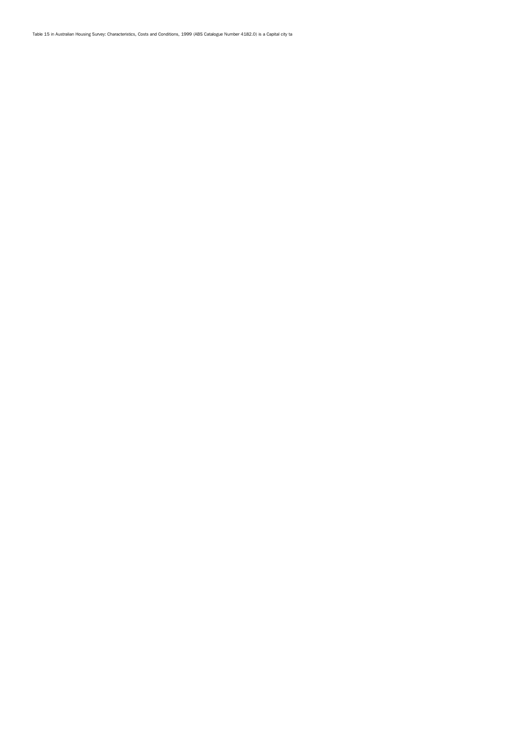Table 15 in Australian Housing Survey: Characteristics, Costs and Conditions, 1999 (ABS Catalogue Number 4182.0) is a Capital city ta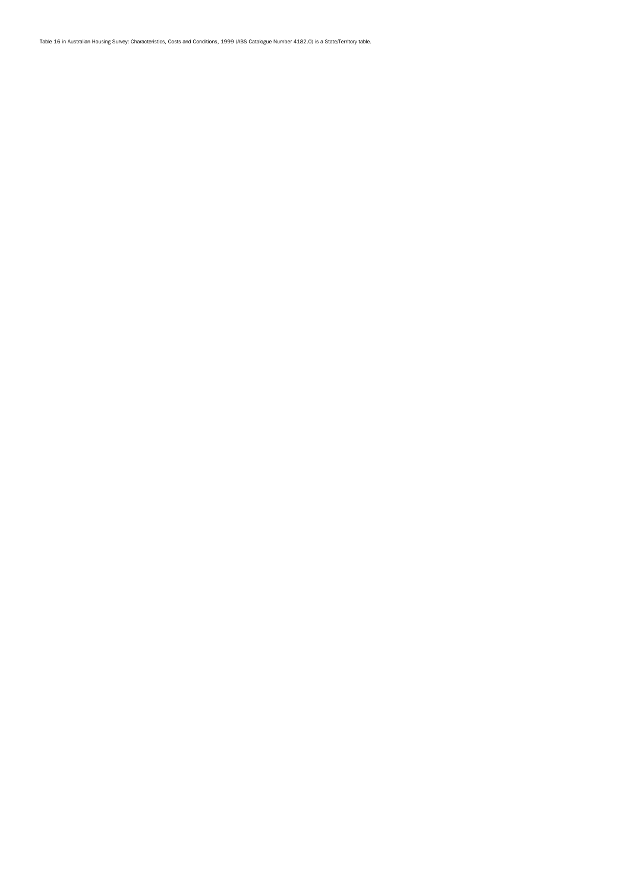Table 16 in Australian Housing Survey: Characteristics, Costs and Conditions, 1999 (ABS Catalogue Number 4182.0) is a State/Territory table.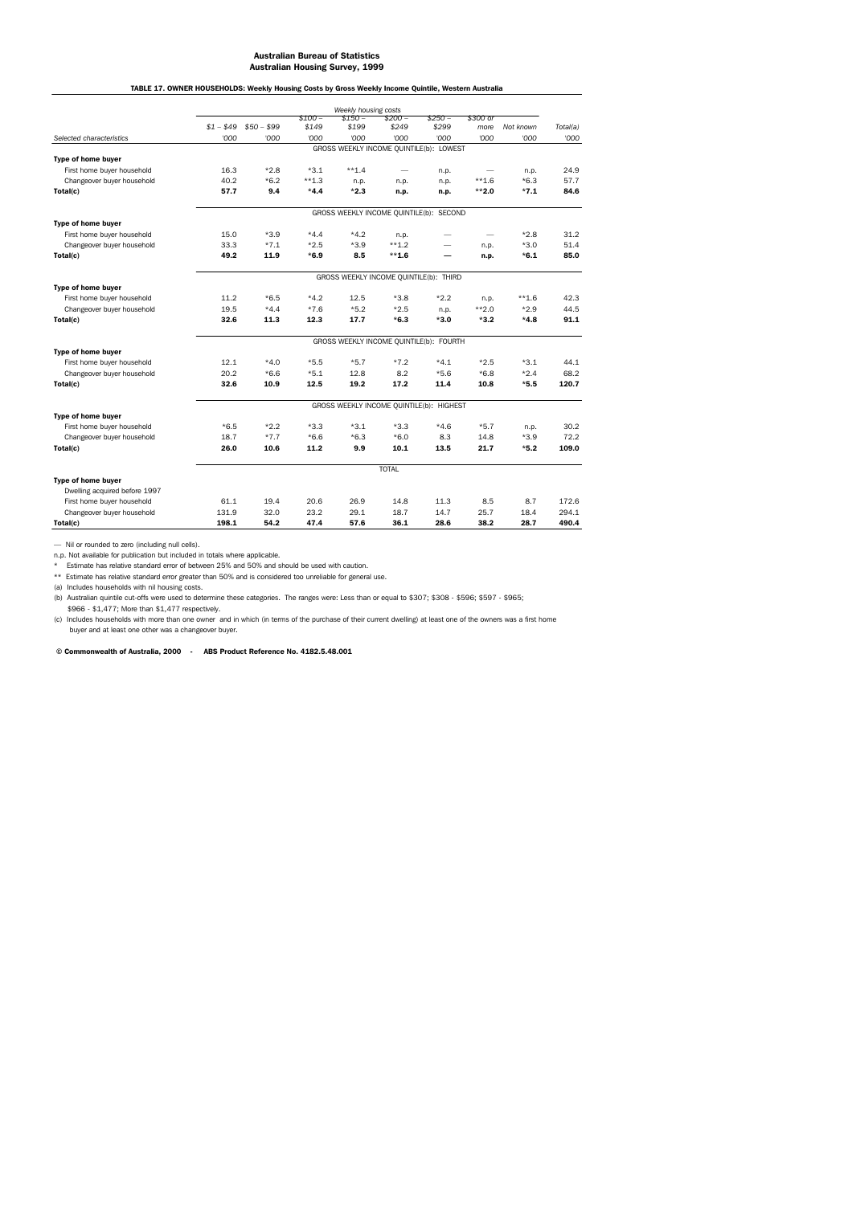**Australian Bureau of Statistics**
**Australian Housing Survey, 1999**

**TABLE 17. OWNER HOUSEHOLDS: Weekly Housing Costs by Gross Weekly Income Quintile, Western Australia**

| | Weekly housing costs | | | | | | | | |
|---|---|---|---|---|---|---|---|---|---|
| | $1 – $49 | $50 – $99 | $100 – $149 | $150 – $199 | $200 – $249 | $250 – $299 | $300 or more | Not known | Total(a) |
| *Selected characteristics* | '000 | '000 | '000 | '000 | '000 | '000 | '000 | '000 | '000 |
| | | | | GROSS WEEKLY INCOME QUINTILE(b): LOWEST | | | | | |
| **Type of home buyer** | | | | | | | | | |
| First home buyer household | 16.3 | *2.8 | *3.1 | **1.4 | — | n.p. | — | n.p. | 24.9 |
| Changeover buyer household | 40.2 | *6.2 | **1.3 | n.p. | n.p. | n.p. | **1.6 | *6.3 | 57.7 |
| **Total(c)** | **57.7** | **9.4** | ***4.4** | ***2.3** | **n.p.** | **n.p.** | ****2.0** | ***7.1** | **84.6** |
| | | | | GROSS WEEKLY INCOME QUINTILE(b): SECOND | | | | | |
| **Type of home buyer** | | | | | | | | | |
| First home buyer household | 15.0 | *3.9 | *4.4 | *4.2 | n.p. | — | — | *2.8 | 31.2 |
| Changeover buyer household | 33.3 | *7.1 | *2.5 | *3.9 | **1.2 | — | n.p. | *3.0 | 51.4 |
| **Total(c)** | **49.2** | **11.9** | ***6.9** | **8.5** | ****1.6** | **—** | **n.p.** | ***6.1** | **85.0** |
| | | | | GROSS WEEKLY INCOME QUINTILE(b): THIRD | | | | | |
| **Type of home buyer** | | | | | | | | | |
| First home buyer household | 11.2 | *6.5 | *4.2 | 12.5 | *3.8 | *2.2 | n.p. | **1.6 | 42.3 |
| Changeover buyer household | 19.5 | *4.4 | *7.6 | *5.2 | *2.5 | n.p. | **2.0 | *2.9 | 44.5 |
| **Total(c)** | **32.6** | **11.3** | **12.3** | **17.7** | ***6.3** | ***3.0** | ***3.2** | ***4.8** | **91.1** |
| | | | | GROSS WEEKLY INCOME QUINTILE(b): FOURTH | | | | | |
| **Type of home buyer** | | | | | | | | | |
| First home buyer household | 12.1 | *4.0 | *5.5 | *5.7 | *7.2 | *4.1 | *2.5 | *3.1 | 44.1 |
| Changeover buyer household | 20.2 | *6.6 | *5.1 | 12.8 | 8.2 | *5.6 | *6.8 | *2.4 | 68.2 |
| **Total(c)** | **32.6** | **10.9** | **12.5** | **19.2** | **17.2** | **11.4** | **10.8** | ***5.5** | **120.7** |
| | | | | GROSS WEEKLY INCOME QUINTILE(b): HIGHEST | | | | | |
| **Type of home buyer** | | | | | | | | | |
| First home buyer household | *6.5 | *2.2 | *3.3 | *3.1 | *3.3 | *4.6 | *5.7 | n.p. | 30.2 |
| Changeover buyer household | 18.7 | *7.7 | *6.6 | *6.3 | *6.0 | 8.3 | 14.8 | *3.9 | 72.2 |
| **Total(c)** | **26.0** | **10.6** | **11.2** | **9.9** | **10.1** | **13.5** | **21.7** | ***5.2** | **109.0** |
| | | | | TOTAL | | | | | |
| **Type of home buyer** | | | | | | | | | |
| Dwelling acquired before 1997 | | | | | | | | | |
| First home buyer household | 61.1 | 19.4 | 20.6 | 26.9 | 14.8 | 11.3 | 8.5 | 8.7 | 172.6 |
| Changeover buyer household | 131.9 | 32.0 | 23.2 | 29.1 | 18.7 | 14.7 | 25.7 | 18.4 | 294.1 |
| **Total(c)** | **198.1** | **54.2** | **47.4** | **57.6** | **36.1** | **28.6** | **38.2** | **28.7** | **490.4** |

— Nil or rounded to zero (including null cells).

n.p. Not available for publication but included in totals where applicable.

\* Estimate has relative standard error of between 25% and 50% and should be used with caution.

\*\* Estimate has relative standard error greater than 50% and is considered too unreliable for general use.

(a) Includes households with nil housing costs.

(b) Australian quintile cut-offs were used to determine these categories. The ranges were: Less than or equal to $307; $308 - $596; $597 - $965; $966 - $1,477; More than $1,477 respectively.

(c) Includes households with more than one owner and in which (in terms of the purchase of their current dwelling) at least one of the owners was a first home buyer and at least one other was a changeover buyer.

**© Commonwealth of Australia, 2000 - ABS Product Reference No. 4182.5.48.001**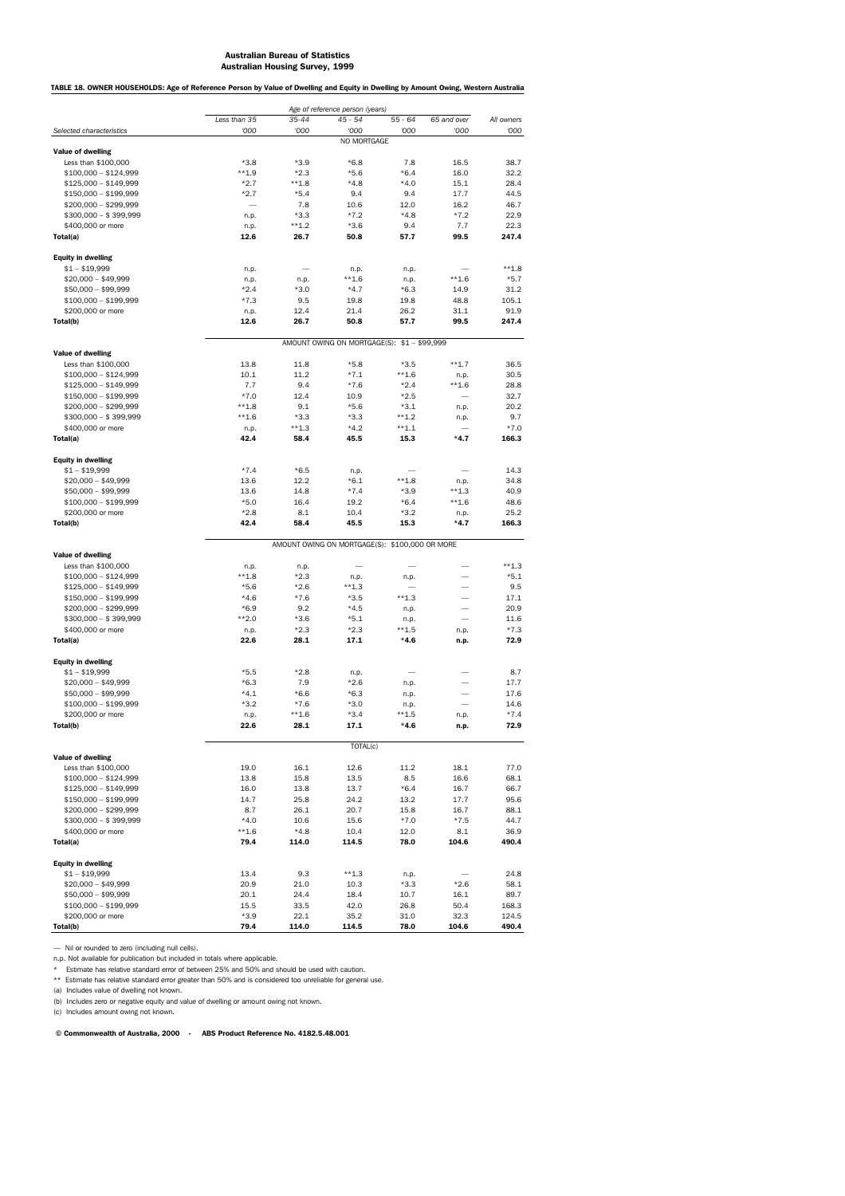**Australian Bureau of Statistics**
**Australian Housing Survey, 1999**

**TABLE 18. OWNER HOUSEHOLDS: Age of Reference Person by Value of Dwelling and Equity in Dwelling by Amount Owing, Western Australia**

| | Age of reference person (years) | | | | | |
|---|---|---|---|---|---|---|
| | Less than 35 | 35-44 | 45 - 54 | 55 - 64 | 65 and over | All owners |
| Selected characteristics | '000 | '000 | '000 | '000 | '000 | '000 |
| | | | NO MORTGAGE | | | |
| **Value of dwelling** | | | | | | |
| Less than $100,000 | *3.8 | *3.9 | *6.8 | 7.8 | 16.5 | 38.7 |
| $100,000 – $124,999 | **1.9 | *2.3 | *5.6 | *6.4 | 16.0 | 32.2 |
| $125,000 – $149,999 | *2.7 | **1.8 | *4.8 | *4.0 | 15.1 | 28.4 |
| $150,000 – $199,999 | *2.7 | *5.4 | 9.4 | 9.4 | 17.7 | 44.5 |
| $200,000 – $299,999 | — | 7.8 | 10.6 | 12.0 | 16.2 | 46.7 |
| $300,000 – $ 399,999 | n.p. | *3.3 | *7.2 | *4.8 | *7.2 | 22.9 |
| $400,000 or more | n.p. | **1.2 | *3.6 | 9.4 | 7.7 | 22.3 |
| **Total(a)** | **12.6** | **26.7** | **50.8** | **57.7** | **99.5** | **247.4** |
| **Equity in dwelling** | | | | | | |
| $1 – $19,999 | n.p. | — | n.p. | n.p. | — | **1.8 |
| $20,000 – $49,999 | n.p. | n.p. | **1.6 | n.p. | **1.6 | *5.7 |
| $50,000 – $99,999 | *2.4 | *3.0 | *4.7 | *6.3 | 14.9 | 31.2 |
| $100,000 – $199,999 | *7.3 | 9.5 | 19.8 | 19.8 | 48.8 | 105.1 |
| $200,000 or more | n.p. | 12.4 | 21.4 | 26.2 | 31.1 | 91.9 |
| **Total(b)** | **12.6** | **26.7** | **50.8** | **57.7** | **99.5** | **247.4** |
| | | | AMOUNT OWING ON MORTGAGE(S): $1 – $99,999 | | | |
| **Value of dwelling** | | | | | | |
| Less than $100,000 | 13.8 | 11.8 | *5.8 | *3.5 | **1.7 | 36.5 |
| $100,000 – $124,999 | 10.1 | 11.2 | *7.1 | **1.6 | n.p. | 30.5 |
| $125,000 – $149,999 | 7.7 | 9.4 | *7.6 | *2.4 | **1.6 | 28.8 |
| $150,000 – $199,999 | *7.0 | 12.4 | 10.9 | *2.5 | — | 32.7 |
| $200,000 – $299,999 | **1.8 | 9.1 | *5.6 | *3.1 | n.p. | 20.2 |
| $300,000 – $ 399,999 | **1.6 | *3.3 | *3.3 | **1.2 | n.p. | 9.7 |
| $400,000 or more | n.p. | **1.3 | *4.2 | **1.1 | — | *7.0 |
| **Total(a)** | **42.4** | **58.4** | **45.5** | **15.3** | ***4.7** | **166.3** |
| **Equity in dwelling** | | | | | | |
| $1 – $19,999 | *7.4 | *6.5 | n.p. | — | — | 14.3 |
| $20,000 – $49,999 | 13.6 | 12.2 | *6.1 | **1.8 | n.p. | 34.8 |
| $50,000 – $99,999 | 13.6 | 14.8 | *7.4 | *3.9 | **1.3 | 40.9 |
| $100,000 – $199,999 | *5.0 | 16.4 | 19.2 | *6.4 | **1.6 | 48.6 |
| $200,000 or more | *2.8 | 8.1 | 10.4 | *3.2 | n.p. | 25.2 |
| **Total(b)** | **42.4** | **58.4** | **45.5** | **15.3** | ***4.7** | **166.3** |
| | | | AMOUNT OWING ON MORTGAGE(S): $100,000 OR MORE | | | |
| **Value of dwelling** | | | | | | |
| Less than $100,000 | n.p. | n.p. | — | — | — | **1.3 |
| $100,000 – $124,999 | **1.8 | *2.3 | n.p. | n.p. | — | *5.1 |
| $125,000 – $149,999 | *5.6 | *2.6 | **1.3 | — | — | 9.5 |
| $150,000 – $199,999 | *4.6 | *7.6 | *3.5 | **1.3 | — | 17.1 |
| $200,000 – $299,999 | *6.9 | 9.2 | *4.5 | n.p. | — | 20.9 |
| $300,000 – $ 399,999 | **2.0 | *3.6 | *5.1 | n.p. | — | 11.6 |
| $400,000 or more | n.p. | *2.3 | *2.3 | **1.5 | n.p. | *7.3 |
| **Total(a)** | **22.6** | **28.1** | **17.1** | ***4.6** | **n.p.** | **72.9** |
| **Equity in dwelling** | | | | | | |
| $1 – $19,999 | *5.5 | *2.8 | n.p. | — | — | 8.7 |
| $20,000 – $49,999 | *6.3 | 7.9 | *2.6 | n.p. | — | 17.7 |
| $50,000 – $99,999 | *4.1 | *6.6 | *6.3 | n.p. | — | 17.6 |
| $100,000 – $199,999 | *3.2 | *7.6 | *3.0 | n.p. | — | 14.6 |
| $200,000 or more | n.p. | **1.6 | *3.4 | **1.5 | n.p. | *7.4 |
| **Total(b)** | **22.6** | **28.1** | **17.1** | ***4.6** | **n.p.** | **72.9** |
| | | | TOTAL(c) | | | |
| **Value of dwelling** | | | | | | |
| Less than $100,000 | 19.0 | 16.1 | 12.6 | 11.2 | 18.1 | 77.0 |
| $100,000 – $124,999 | 13.8 | 15.8 | 13.5 | 8.5 | 16.6 | 68.1 |
| $125,000 – $149,999 | 16.0 | 13.8 | 13.7 | *6.4 | 16.7 | 66.7 |
| $150,000 – $199,999 | 14.7 | 25.8 | 24.2 | 13.2 | 17.7 | 95.6 |
| $200,000 – $299,999 | 8.7 | 26.1 | 20.7 | 15.8 | 16.7 | 88.1 |
| $300,000 – $ 399,999 | *4.0 | 10.6 | 15.6 | *7.0 | *7.5 | 44.7 |
| $400,000 or more | **1.6 | *4.8 | 10.4 | 12.0 | 8.1 | 36.9 |
| **Total(a)** | **79.4** | **114.0** | **114.5** | **78.0** | **104.6** | **490.4** |
| **Equity in dwelling** | | | | | | |
| $1 – $19,999 | 13.4 | 9.3 | **1.3 | n.p. | — | 24.8 |
| $20,000 – $49,999 | 20.9 | 21.0 | 10.3 | *3.3 | *2.6 | 58.1 |
| $50,000 – $99,999 | 20.1 | 24.4 | 18.4 | 10.7 | 16.1 | 89.7 |
| $100,000 – $199,999 | 15.5 | 33.5 | 42.0 | 26.8 | 50.4 | 168.3 |
| $200,000 or more | *3.9 | 22.1 | 35.2 | 31.0 | 32.3 | 124.5 |
| **Total(b)** | **79.4** | **114.0** | **114.5** | **78.0** | **104.6** | **490.4** |

— Nil or rounded to zero (including null cells).

n.p. Not available for publication but included in totals where applicable.

\* Estimate has relative standard error of between 25% and 50% and should be used with caution.

\*\* Estimate has relative standard error greater than 50% and is considered too unreliable for general use.

(a) Includes value of dwelling not known.

(b) Includes zero or negative equity and value of dwelling or amount owing not known.

(c) Includes amount owing not known.

**© Commonwealth of Australia, 2000 - ABS Product Reference No. 4182.5.48.001**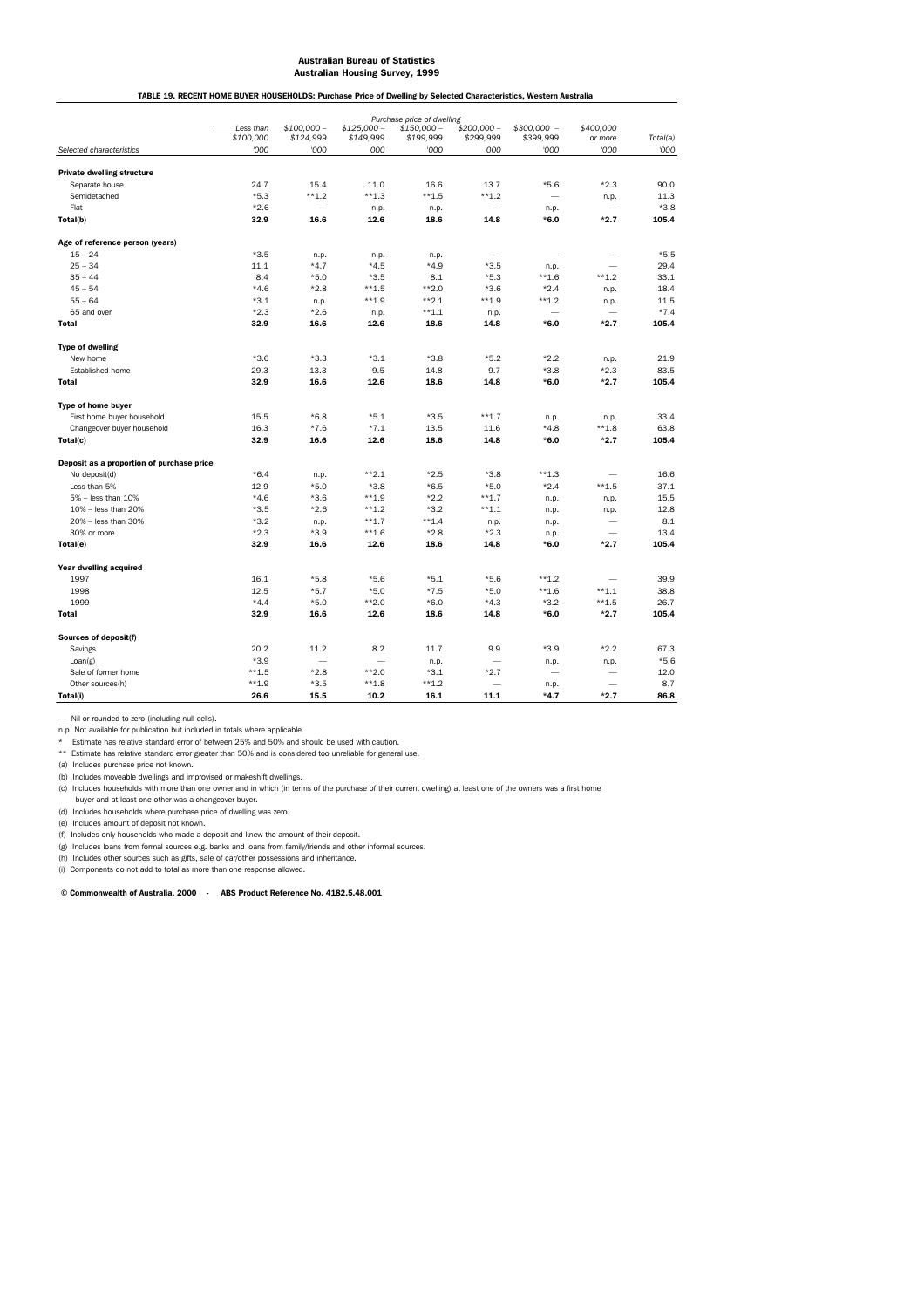**Australian Bureau of Statistics**
**Australian Housing Survey, 1999**

**TABLE 19. RECENT HOME BUYER HOUSEHOLDS: Purchase Price of Dwelling by Selected Characteristics, Western Australia**

| | *Purchase price of dwelling* | | | | | | | |
|---|---|---|---|---|---|---|---|---|
| | Less than $100,000 | $100,000 – $124,999 | $125,000 – $149,999 | $150,000 – $199,999 | $200,000 – $299,999 | $300,000 – $399,999 | $400,000 or more | Total(a) |
| *Selected characteristics* | '000 | '000 | '000 | '000 | '000 | '000 | '000 | '000 |
| **Private dwelling structure** | | | | | | | | |
| Separate house | 24.7 | 15.4 | 11.0 | 16.6 | 13.7 | *5.6 | *2.3 | 90.0 |
| Semidetached | *5.3 | **1.2 | **1.3 | **1.5 | **1.2 | — | n.p. | 11.3 |
| Flat | *2.6 | — | n.p. | n.p. | — | n.p. | — | *3.8 |
| **Total(b)** | **32.9** | **16.6** | **12.6** | **18.6** | **14.8** | ***6.0** | ***2.7** | **105.4** |
| **Age of reference person (years)** | | | | | | | | |
| 15 – 24 | *3.5 | n.p. | n.p. | n.p. | — | — | — | *5.5 |
| 25 – 34 | 11.1 | *4.7 | *4.5 | *4.9 | *3.5 | n.p. | — | 29.4 |
| 35 – 44 | 8.4 | *5.0 | *3.5 | 8.1 | *5.3 | **1.6 | **1.2 | 33.1 |
| 45 – 54 | *4.6 | *2.8 | **1.5 | **2.0 | *3.6 | *2.4 | n.p. | 18.4 |
| 55 – 64 | *3.1 | n.p. | **1.9 | **2.1 | **1.9 | **1.2 | n.p. | 11.5 |
| 65 and over | *2.3 | *2.6 | n.p. | **1.1 | n.p. | — | — | *7.4 |
| **Total** | **32.9** | **16.6** | **12.6** | **18.6** | **14.8** | ***6.0** | ***2.7** | **105.4** |
| **Type of dwelling** | | | | | | | | |
| New home | *3.6 | *3.3 | *3.1 | *3.8 | *5.2 | *2.2 | n.p. | 21.9 |
| Established home | 29.3 | 13.3 | 9.5 | 14.8 | 9.7 | *3.8 | *2.3 | 83.5 |
| **Total** | **32.9** | **16.6** | **12.6** | **18.6** | **14.8** | ***6.0** | ***2.7** | **105.4** |
| **Type of home buyer** | | | | | | | | |
| First home buyer household | 15.5 | *6.8 | *5.1 | *3.5 | **1.7 | n.p. | n.p. | 33.4 |
| Changeover buyer household | 16.3 | *7.6 | *7.1 | 13.5 | 11.6 | *4.8 | **1.8 | 63.8 |
| **Total(c)** | **32.9** | **16.6** | **12.6** | **18.6** | **14.8** | ***6.0** | ***2.7** | **105.4** |
| **Deposit as a proportion of purchase price** | | | | | | | | |
| No deposit(d) | *6.4 | n.p. | **2.1 | *2.5 | *3.8 | **1.3 | — | 16.6 |
| Less than 5% | 12.9 | *5.0 | *3.8 | *6.5 | *5.0 | *2.4 | **1.5 | 37.1 |
| 5% – less than 10% | *4.6 | *3.6 | **1.9 | *2.2 | **1.7 | n.p. | n.p. | 15.5 |
| 10% – less than 20% | *3.5 | *2.6 | **1.2 | *3.2 | **1.1 | n.p. | n.p. | 12.8 |
| 20% – less than 30% | *3.2 | n.p. | **1.7 | **1.4 | n.p. | n.p. | — | 8.1 |
| 30% or more | *2.3 | *3.9 | **1.6 | *2.8 | *2.3 | n.p. | — | 13.4 |
| **Total(e)** | **32.9** | **16.6** | **12.6** | **18.6** | **14.8** | ***6.0** | ***2.7** | **105.4** |
| **Year dwelling acquired** | | | | | | | | |
| 1997 | 16.1 | *5.8 | *5.6 | *5.1 | *5.6 | **1.2 | — | 39.9 |
| 1998 | 12.5 | *5.7 | *5.0 | *7.5 | *5.0 | **1.6 | **1.1 | 38.8 |
| 1999 | *4.4 | *5.0 | **2.0 | *6.0 | *4.3 | *3.2 | **1.5 | 26.7 |
| **Total** | **32.9** | **16.6** | **12.6** | **18.6** | **14.8** | ***6.0** | ***2.7** | **105.4** |
| **Sources of deposit(f)** | | | | | | | | |
| Savings | 20.2 | 11.2 | 8.2 | 11.7 | 9.9 | *3.9 | *2.2 | 67.3 |
| Loan(g) | *3.9 | — | — | n.p. | — | n.p. | n.p. | *5.6 |
| Sale of former home | **1.5 | *2.8 | **2.0 | *3.1 | *2.7 | — | — | 12.0 |
| Other sources(h) | **1.9 | *3.5 | **1.8 | **1.2 | — | n.p. | — | 8.7 |
| **Total(i)** | **26.6** | **15.5** | **10.2** | **16.1** | **11.1** | ***4.7** | ***2.7** | **86.8** |

— Nil or rounded to zero (including null cells).

n.p. Not available for publication but included in totals where applicable.

* Estimate has relative standard error of between 25% and 50% and should be used with caution.

** Estimate has relative standard error greater than 50% and is considered too unreliable for general use.

(a) Includes purchase price not known.

(b) Includes moveable dwellings and improvised or makeshift dwellings.

(c) Includes households with more than one owner and in which (in terms of the purchase of their current dwelling) at least one of the owners was a first home buyer and at least one other was a changeover buyer.

(d) Includes households where purchase price of dwelling was zero.

(e) Includes amount of deposit not known.

(f) Includes only households who made a deposit and knew the amount of their deposit.

(g) Includes loans from formal sources e.g. banks and loans from family/friends and other informal sources.

(h) Includes other sources such as gifts, sale of car/other possessions and inheritance.

(i) Components do not add to total as more than one response allowed.

**© Commonwealth of Australia, 2000 - ABS Product Reference No. 4182.5.48.001**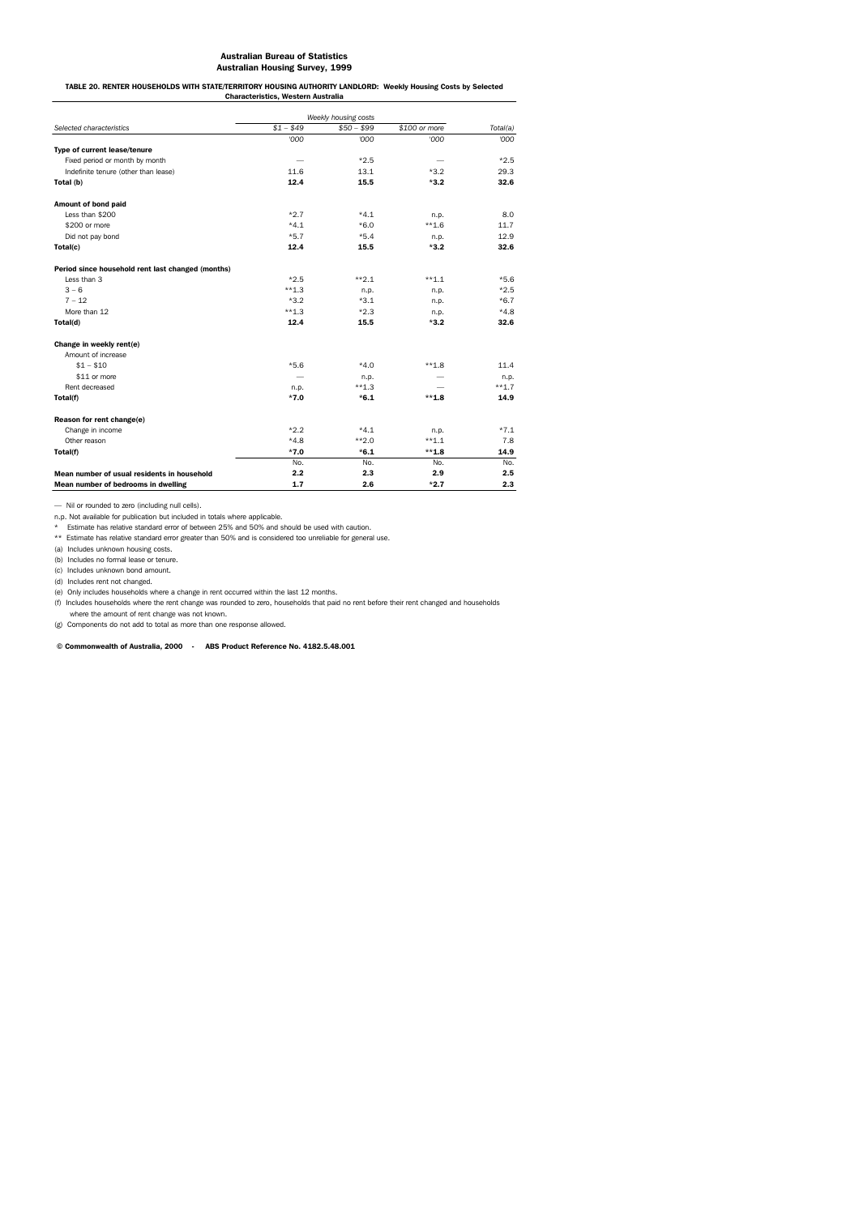**Australian Bureau of Statistics**
**Australian Housing Survey, 1999**

**TABLE 20. RENTER HOUSEHOLDS WITH STATE/TERRITORY HOUSING AUTHORITY LANDLORD: Weekly Housing Costs by Selected Characteristics, Western Australia**

| | *Weekly housing costs* | | | |
|---|---|---|---|---|
| *Selected characteristics* | *$1 – $49* | *$50 – $99* | *$100 or more* | *Total(a)* |
| | '000 | '000 | '000 | '000 |
| **Type of current lease/tenure** | | | | |
| Fixed period or month by month | — | *2.5 | — | *2.5 |
| Indefinite tenure (other than lease) | 11.6 | 13.1 | *3.2 | 29.3 |
| **Total (b)** | **12.4** | **15.5** | ***3.2** | **32.6** |
| **Amount of bond paid** | | | | |
| Less than $200 | *2.7 | *4.1 | n.p. | 8.0 |
| $200 or more | *4.1 | *6.0 | **1.6 | 11.7 |
| Did not pay bond | *5.7 | *5.4 | n.p. | 12.9 |
| **Total(c)** | **12.4** | **15.5** | ***3.2** | **32.6** |
| **Period since household rent last changed (months)** | | | | |
| Less than 3 | *2.5 | **2.1 | **1.1 | *5.6 |
| 3 – 6 | **1.3 | n.p. | n.p. | *2.5 |
| 7 – 12 | *3.2 | *3.1 | n.p. | *6.7 |
| More than 12 | **1.3 | *2.3 | n.p. | *4.8 |
| **Total(d)** | **12.4** | **15.5** | ***3.2** | **32.6** |
| **Change in weekly rent(e)** | | | | |
| Amount of increase | | | | |
| $1 – $10 | *5.6 | *4.0 | **1.8 | 11.4 |
| $11 or more | — | n.p. | — | n.p. |
| Rent decreased | n.p. | **1.3 | — | **1.7 |
| **Total(f)** | ***7.0** | ***6.1** | ****1.8** | **14.9** |
| **Reason for rent change(e)** | | | | |
| Change in income | *2.2 | *4.1 | n.p. | *7.1 |
| Other reason | *4.8 | **2.0 | **1.1 | 7.8 |
| **Total(f)** | ***7.0** | ***6.1** | ****1.8** | **14.9** |
| | No. | No. | No. | No. |
| **Mean number of usual residents in household** | **2.2** | **2.3** | **2.9** | **2.5** |
| **Mean number of bedrooms in dwelling** | **1.7** | **2.6** | ***2.7** | **2.3** |

— Nil or rounded to zero (including null cells).

n.p. Not available for publication but included in totals where applicable.

\* Estimate has relative standard error of between 25% and 50% and should be used with caution.

\** Estimate has relative standard error greater than 50% and is considered too unreliable for general use.

(a) Includes unknown housing costs.

(b) Includes no formal lease or tenure.

(c) Includes unknown bond amount.

(d) Includes rent not changed.

(e) Only includes households where a change in rent occurred within the last 12 months.

(f) Includes households where the rent change was rounded to zero, households that paid no rent before their rent changed and households where the amount of rent change was not known.

(g) Components do not add to total as more than one response allowed.

**© Commonwealth of Australia, 2000 - ABS Product Reference No. 4182.5.48.001**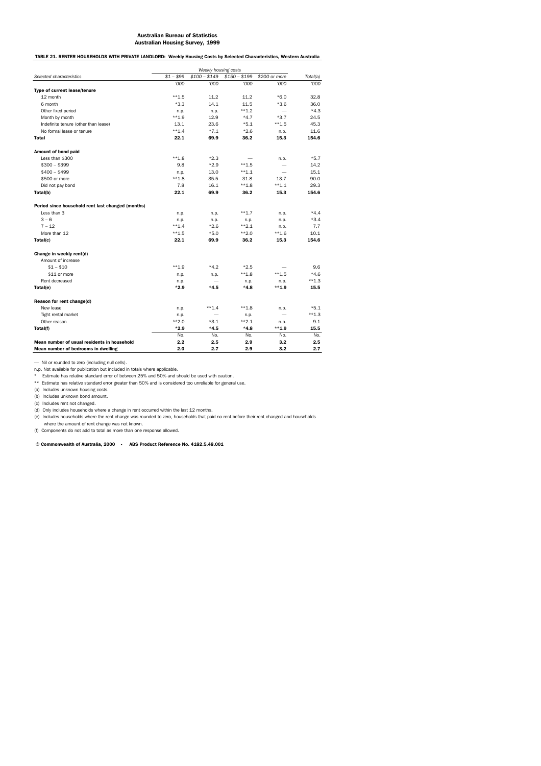**Australian Bureau of Statistics**
**Australian Housing Survey, 1999**

**TABLE 21. RENTER HOUSEHOLDS WITH PRIVATE LANDLORD: Weekly Housing Costs by Selected Characteristics, Western Australia**

| | *Weekly housing costs* | | | | |
|---|---|---|---|---|---|
| *Selected characteristics* | *$1 – $99* | *$100 – $149* | *$150 – $199* | *$200 or more* | *Total(a)* |
| | *'000* | *'000* | *'000* | *'000* | *'000* |
| **Type of current lease/tenure** | | | | | |
| 12 month | **1.5 | 11.2 | 11.2 | *6.0 | 32.8 |
| 6 month | *3.3 | 14.1 | 11.5 | *3.6 | 36.0 |
| Other fixed period | n.p. | n.p. | **1.2 | — | *4.3 |
| Month by month | **1.9 | 12.9 | *4.7 | *3.7 | 24.5 |
| Indefinite tenure (other than lease) | 13.1 | 23.6 | *5.1 | **1.5 | 45.3 |
| No formal lease or tenure | **1.4 | *7.1 | *2.6 | n.p. | 11.6 |
| **Total** | **22.1** | **69.9** | **36.2** | **15.3** | **154.6** |
| | | | | | |
| **Amount of bond paid** | | | | | |
| Less than $300 | **1.8 | *2.3 | — | n.p. | *5.7 |
| $300 – $399 | 9.8 | *2.9 | **1.5 | — | 14.2 |
| $400 – $499 | n.p. | 13.0 | **1.1 | — | 15.1 |
| $500 or more | **1.8 | 35.5 | 31.8 | 13.7 | 90.0 |
| Did not pay bond | 7.8 | 16.1 | **1.8 | **1.1 | 29.3 |
| **Total(b)** | **22.1** | **69.9** | **36.2** | **15.3** | **154.6** |
| | | | | | |
| **Period since household rent last changed (months)** | | | | | |
| Less than 3 | n.p. | n.p. | **1.7 | n.p. | *4.4 |
| 3 – 6 | n.p. | n.p. | n.p. | n.p. | *3.4 |
| 7 – 12 | **1.4 | *2.6 | **2.1 | n.p. | 7.7 |
| More than 12 | **1.5 | *5.0 | **2.0 | **1.6 | 10.1 |
| **Total(c)** | **22.1** | **69.9** | **36.2** | **15.3** | **154.6** |
| | | | | | |
| **Change in weekly rent(d)** | | | | | |
| Amount of increase | | | | | |
| $1 – $10 | **1.9 | *4.2 | *2.5 | — | 9.6 |
| $11 or more | n.p. | n.p. | **1.8 | **1.5 | *4.6 |
| Rent decreased | n.p. | — | n.p. | n.p. | **1.3 |
| **Total(e)** | ***2.9** | ***4.5** | ***4.8** | ****1.9** | **15.5** |
| | | | | | |
| **Reason for rent change(d)** | | | | | |
| New lease | n.p. | **1.4 | **1.8 | n.p. | *5.1 |
| Tight rental market | n.p. | — | n.p. | — | **1.3 |
| Other reason | **2.0 | *3.1 | **2.1 | n.p. | 9.1 |
| **Total(f)** | ***2.9** | ***4.5** | ***4.8** | ****1.9** | **15.5** |
| | No. | No. | No. | No. | No. |
| **Mean number of usual residents in household** | **2.2** | **2.5** | **2.9** | **3.2** | **2.5** |
| **Mean number of bedrooms in dwelling** | **2.0** | **2.7** | **2.9** | **3.2** | **2.7** |

— Nil or rounded to zero (including null cells).

n.p. Not available for publication but included in totals where applicable.

\* Estimate has relative standard error of between 25% and 50% and should be used with caution.

\*\* Estimate has relative standard error greater than 50% and is considered too unreliable for general use.

(a) Includes unknown housing costs.

(b) Includes unknown bond amount.

(c) Includes rent not changed.

(d) Only includes households where a change in rent occurred within the last 12 months.

(e) Includes households where the rent change was rounded to zero, households that paid no rent before their rent changed and households where the amount of rent change was not known.

(f) Components do not add to total as more than one response allowed.

**© Commonwealth of Australia, 2000 - ABS Product Reference No. 4182.5.48.001**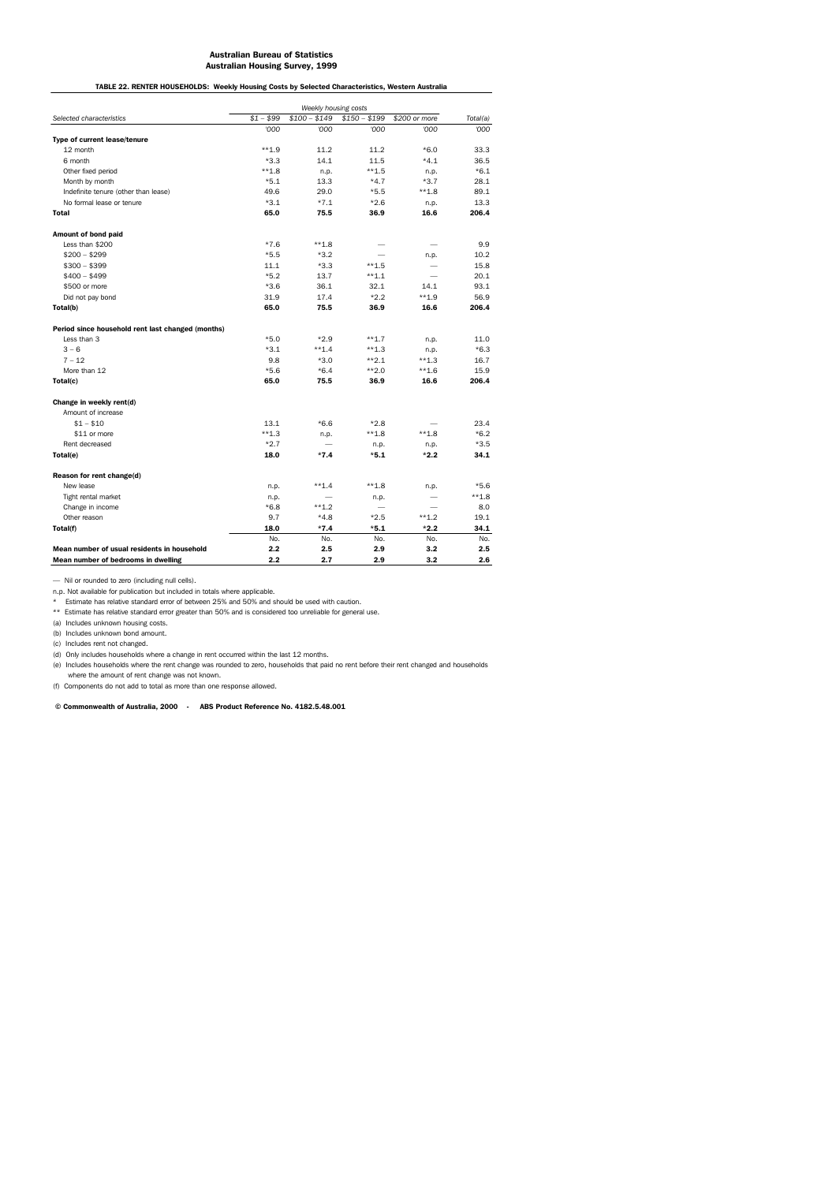**Australian Bureau of Statistics**
**Australian Housing Survey, 1999**

**TABLE 22. RENTER HOUSEHOLDS: Weekly Housing Costs by Selected Characteristics, Western Australia**

| Selected characteristics | *Weekly housing costs* $1 – $99 | $100 – $149 | $150 – $199 | $200 or more | Total(a) |
|---|---|---|---|---|---|
| | '000 | '000 | '000 | '000 | '000 |
| **Type of current lease/tenure** | | | | | |
| 12 month | **1.9 | 11.2 | 11.2 | *6.0 | 33.3 |
| 6 month | *3.3 | 14.1 | 11.5 | *4.1 | 36.5 |
| Other fixed period | **1.8 | n.p. | **1.5 | n.p. | *6.1 |
| Month by month | *5.1 | 13.3 | *4.7 | *3.7 | 28.1 |
| Indefinite tenure (other than lease) | 49.6 | 29.0 | *5.5 | **1.8 | 89.1 |
| No formal lease or tenure | *3.1 | *7.1 | *2.6 | n.p. | 13.3 |
| **Total** | **65.0** | **75.5** | **36.9** | **16.6** | **206.4** |
| **Amount of bond paid** | | | | | |
| Less than $200 | *7.6 | **1.8 | — | — | 9.9 |
| $200 – $299 | *5.5 | *3.2 | — | n.p. | 10.2 |
| $300 – $399 | 11.1 | *3.3 | **1.5 | — | 15.8 |
| $400 – $499 | *5.2 | 13.7 | **1.1 | — | 20.1 |
| $500 or more | *3.6 | 36.1 | 32.1 | 14.1 | 93.1 |
| Did not pay bond | 31.9 | 17.4 | *2.2 | **1.9 | 56.9 |
| **Total(b)** | **65.0** | **75.5** | **36.9** | **16.6** | **206.4** |
| **Period since household rent last changed (months)** | | | | | |
| Less than 3 | *5.0 | *2.9 | **1.7 | n.p. | 11.0 |
| 3 – 6 | *3.1 | **1.4 | **1.3 | n.p. | *6.3 |
| 7 – 12 | 9.8 | *3.0 | **2.1 | **1.3 | 16.7 |
| More than 12 | *5.6 | *6.4 | **2.0 | **1.6 | 15.9 |
| **Total(c)** | **65.0** | **75.5** | **36.9** | **16.6** | **206.4** |
| **Change in weekly rent(d)** | | | | | |
| Amount of increase | | | | | |
| $1 – $10 | 13.1 | *6.6 | *2.8 | — | 23.4 |
| $11 or more | **1.3 | n.p. | **1.8 | **1.8 | *6.2 |
| Rent decreased | *2.7 | — | n.p. | n.p. | *3.5 |
| **Total(e)** | **18.0** | ***7.4** | ***5.1** | ***2.2** | **34.1** |
| **Reason for rent change(d)** | | | | | |
| New lease | n.p. | **1.4 | **1.8 | n.p. | *5.6 |
| Tight rental market | n.p. | — | n.p. | — | **1.8 |
| Change in income | *6.8 | **1.2 | — | — | 8.0 |
| Other reason | 9.7 | *4.8 | *2.5 | **1.2 | 19.1 |
| **Total(f)** | **18.0** | ***7.4** | ***5.1** | ***2.2** | **34.1** |
| | No. | No. | No. | No. | No. |
| **Mean number of usual residents in household** | **2.2** | **2.5** | **2.9** | **3.2** | **2.5** |
| **Mean number of bedrooms in dwelling** | **2.2** | **2.7** | **2.9** | **3.2** | **2.6** |

— Nil or rounded to zero (including null cells).

n.p. Not available for publication but included in totals where applicable.

\* Estimate has relative standard error of between 25% and 50% and should be used with caution.

\*\* Estimate has relative standard error greater than 50% and is considered too unreliable for general use.

(a) Includes unknown housing costs.

(b) Includes unknown bond amount.

(c) Includes rent not changed.

(d) Only includes households where a change in rent occurred within the last 12 months.

(e) Includes households where the rent change was rounded to zero, households that paid no rent before their rent changed and households where the amount of rent change was not known.

(f) Components do not add to total as more than one response allowed.

**© Commonwealth of Australia, 2000 - ABS Product Reference No. 4182.5.48.001**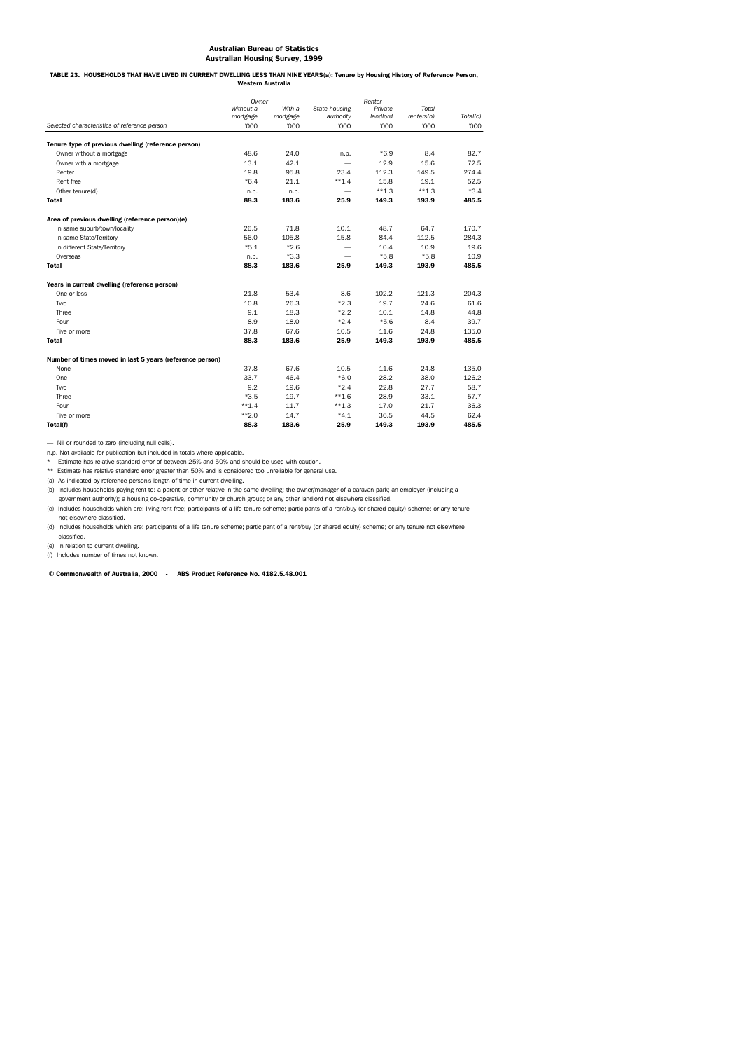**Australian Bureau of Statistics**
**Australian Housing Survey, 1999**

**TABLE 23. HOUSEHOLDS THAT HAVE LIVED IN CURRENT DWELLING LESS THAN NINE YEARS(a): Tenure by Housing History of Reference Person, Western Australia**

| | Owner | | Renter | | | |
|---|---|---|---|---|---|---|
| | *Without a mortgage* | *With a mortgage* | *State housing authority* | *Private landlord* | *Total renters(b)* | *Total(c)* |
| *Selected characteristics of reference person* | '000 | '000 | '000 | '000 | '000 | '000 |
| **Tenure type of previous dwelling (reference person)** | | | | | | |
| Owner without a mortgage | 48.6 | 24.0 | n.p. | *6.9 | 8.4 | 82.7 |
| Owner with a mortgage | 13.1 | 42.1 | — | 12.9 | 15.6 | 72.5 |
| Renter | 19.8 | 95.8 | 23.4 | 112.3 | 149.5 | 274.4 |
| Rent free | *6.4 | 21.1 | **1.4 | 15.8 | 19.1 | 52.5 |
| Other tenure(d) | n.p. | n.p. | — | **1.3 | **1.3 | *3.4 |
| **Total** | **88.3** | **183.6** | **25.9** | **149.3** | **193.9** | **485.5** |
| **Area of previous dwelling (reference person)(e)** | | | | | | |
| In same suburb/town/locality | 26.5 | 71.8 | 10.1 | 48.7 | 64.7 | 170.7 |
| In same State/Territory | 56.0 | 105.8 | 15.8 | 84.4 | 112.5 | 284.3 |
| In different State/Territory | *5.1 | *2.6 | — | 10.4 | 10.9 | 19.6 |
| Overseas | n.p. | *3.3 | — | *5.8 | *5.8 | 10.9 |
| **Total** | **88.3** | **183.6** | **25.9** | **149.3** | **193.9** | **485.5** |
| **Years in current dwelling (reference person)** | | | | | | |
| One or less | 21.8 | 53.4 | 8.6 | 102.2 | 121.3 | 204.3 |
| Two | 10.8 | 26.3 | *2.3 | 19.7 | 24.6 | 61.6 |
| Three | 9.1 | 18.3 | *2.2 | 10.1 | 14.8 | 44.8 |
| Four | 8.9 | 18.0 | *2.4 | *5.6 | 8.4 | 39.7 |
| Five or more | 37.8 | 67.6 | 10.5 | 11.6 | 24.8 | 135.0 |
| **Total** | **88.3** | **183.6** | **25.9** | **149.3** | **193.9** | **485.5** |
| **Number of times moved in last 5 years (reference person)** | | | | | | |
| None | 37.8 | 67.6 | 10.5 | 11.6 | 24.8 | 135.0 |
| One | 33.7 | 46.4 | *6.0 | 28.2 | 38.0 | 126.2 |
| Two | 9.2 | 19.6 | *2.4 | 22.8 | 27.7 | 58.7 |
| Three | *3.5 | 19.7 | **1.6 | 28.9 | 33.1 | 57.7 |
| Four | **1.4 | 11.7 | **1.3 | 17.0 | 21.7 | 36.3 |
| Five or more | **2.0 | 14.7 | *4.1 | 36.5 | 44.5 | 62.4 |
| **Total(f)** | **88.3** | **183.6** | **25.9** | **149.3** | **193.9** | **485.5** |

— Nil or rounded to zero (including null cells).

n.p. Not available for publication but included in totals where applicable.

\* Estimate has relative standard error of between 25% and 50% and should be used with caution.

** Estimate has relative standard error greater than 50% and is considered too unreliable for general use.

(a) As indicated by reference person's length of time in current dwelling.

(b) Includes households paying rent to: a parent or other relative in the same dwelling; the owner/manager of a caravan park; an employer (including a government authority); a housing co-operative, community or church group; or any other landlord not elsewhere classified.

(c) Includes households which are: living rent free; participants of a life tenure scheme; participants of a rent/buy (or shared equity) scheme; or any tenure not elsewhere classified.

(d) Includes households which are: participants of a life tenure scheme; participant of a rent/buy (or shared equity) scheme; or any tenure not elsewhere classified.

(e) In relation to current dwelling.

(f) Includes number of times not known.

**© Commonwealth of Australia, 2000 - ABS Product Reference No. 4182.5.48.001**